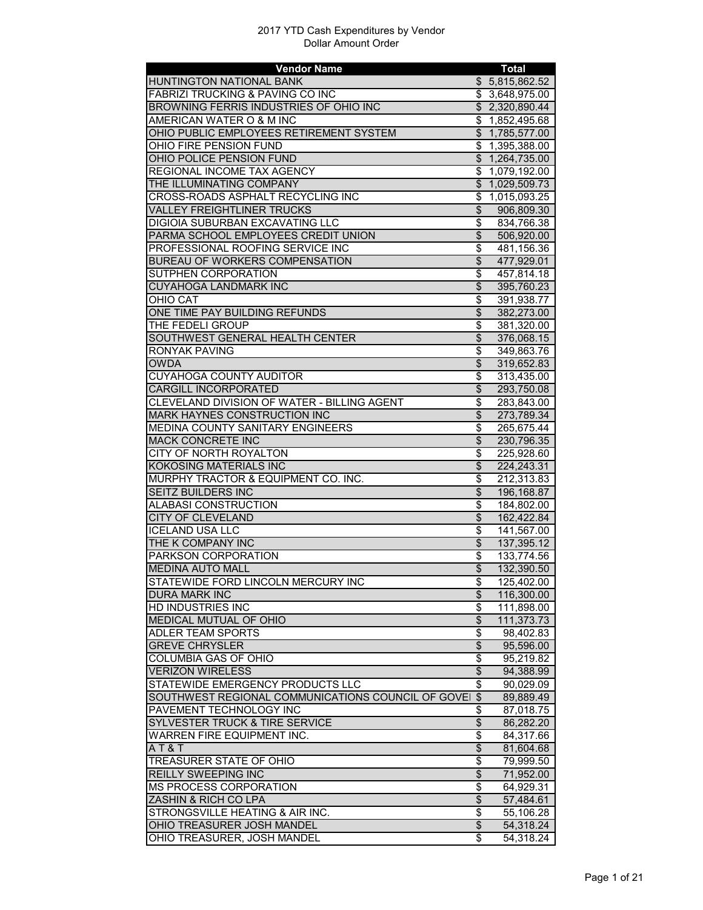# 2017 YTD Cash Expenditures by Vendor
## Dollar Amount Order

| Vendor Name | Total |
|---|---|
| HUNTINGTON NATIONAL BANK | $ 5,815,862.52 |
| FABRIZI TRUCKING & PAVING CO INC | $ 3,648,975.00 |
| BROWNING FERRIS INDUSTRIES OF OHIO INC | $ 2,320,890.44 |
| AMERICAN WATER O & M INC | $ 1,852,495.68 |
| OHIO PUBLIC EMPLOYEES RETIREMENT SYSTEM | $ 1,785,577.00 |
| OHIO FIRE PENSION FUND | $ 1,395,388.00 |
| OHIO POLICE PENSION FUND | $ 1,264,735.00 |
| REGIONAL INCOME TAX AGENCY | $ 1,079,192.00 |
| THE ILLUMINATING COMPANY | $ 1,029,509.73 |
| CROSS-ROADS ASPHALT RECYCLING INC | $ 1,015,093.25 |
| VALLEY FREIGHTLINER TRUCKS | $ 906,809.30 |
| DIGIOIA SUBURBAN EXCAVATING LLC | $ 834,766.38 |
| PARMA SCHOOL EMPLOYEES CREDIT UNION | $ 506,920.00 |
| PROFESSIONAL ROOFING SERVICE INC | $ 481,156.36 |
| BUREAU OF WORKERS COMPENSATION | $ 477,929.01 |
| SUTPHEN CORPORATION | $ 457,814.18 |
| CUYAHOGA LANDMARK INC | $ 395,760.23 |
| OHIO CAT | $ 391,938.77 |
| ONE TIME PAY BUILDING REFUNDS | $ 382,273.00 |
| THE FEDELI GROUP | $ 381,320.00 |
| SOUTHWEST GENERAL HEALTH CENTER | $ 376,068.15 |
| RONYAK PAVING | $ 349,863.76 |
| OWDA | $ 319,652.83 |
| CUYAHOGA COUNTY AUDITOR | $ 313,435.00 |
| CARGILL INCORPORATED | $ 293,750.08 |
| CLEVELAND DIVISION OF WATER - BILLING AGENT | $ 283,843.00 |
| MARK HAYNES CONSTRUCTION INC | $ 273,789.34 |
| MEDINA COUNTY SANITARY ENGINEERS | $ 265,675.44 |
| MACK CONCRETE INC | $ 230,796.35 |
| CITY OF NORTH ROYALTON | $ 225,928.60 |
| KOKOSING MATERIALS INC | $ 224,243.31 |
| MURPHY TRACTOR & EQUIPMENT CO. INC. | $ 212,313.83 |
| SEITZ BUILDERS INC | $ 196,168.87 |
| ALABASI CONSTRUCTION | $ 184,802.00 |
| CITY OF CLEVELAND | $ 162,422.84 |
| ICELAND USA LLC | $ 141,567.00 |
| THE K COMPANY INC | $ 137,395.12 |
| PARKSON CORPORATION | $ 133,774.56 |
| MEDINA AUTO MALL | $ 132,390.50 |
| STATEWIDE FORD LINCOLN MERCURY INC | $ 125,402.00 |
| DURA MARK INC | $ 116,300.00 |
| HD INDUSTRIES INC | $ 111,898.00 |
| MEDICAL MUTUAL OF OHIO | $ 111,373.73 |
| ADLER TEAM SPORTS | $ 98,402.83 |
| GREVE CHRYSLER | $ 95,596.00 |
| COLUMBIA GAS OF OHIO | $ 95,219.82 |
| VERIZON WIRELESS | $ 94,388.99 |
| STATEWIDE EMERGENCY PRODUCTS LLC | $ 90,029.09 |
| SOUTHWEST REGIONAL COMMUNICATIONS COUNCIL OF GOVEI | $ 89,889.49 |
| PAVEMENT TECHNOLOGY INC | $ 87,018.75 |
| SYLVESTER TRUCK & TIRE SERVICE | $ 86,282.20 |
| WARREN FIRE EQUIPMENT INC. | $ 84,317.66 |
| A T & T | $ 81,604.68 |
| TREASURER STATE OF OHIO | $ 79,999.50 |
| REILLY SWEEPING INC | $ 71,952.00 |
| MS PROCESS CORPORATION | $ 64,929.31 |
| ZASHIN & RICH CO LPA | $ 57,484.61 |
| STRONGSVILLE HEATING & AIR INC. | $ 55,106.28 |
| OHIO TREASURER JOSH MANDEL | $ 54,318.24 |
| OHIO TREASURER, JOSH MANDEL | $ 54,318.24 |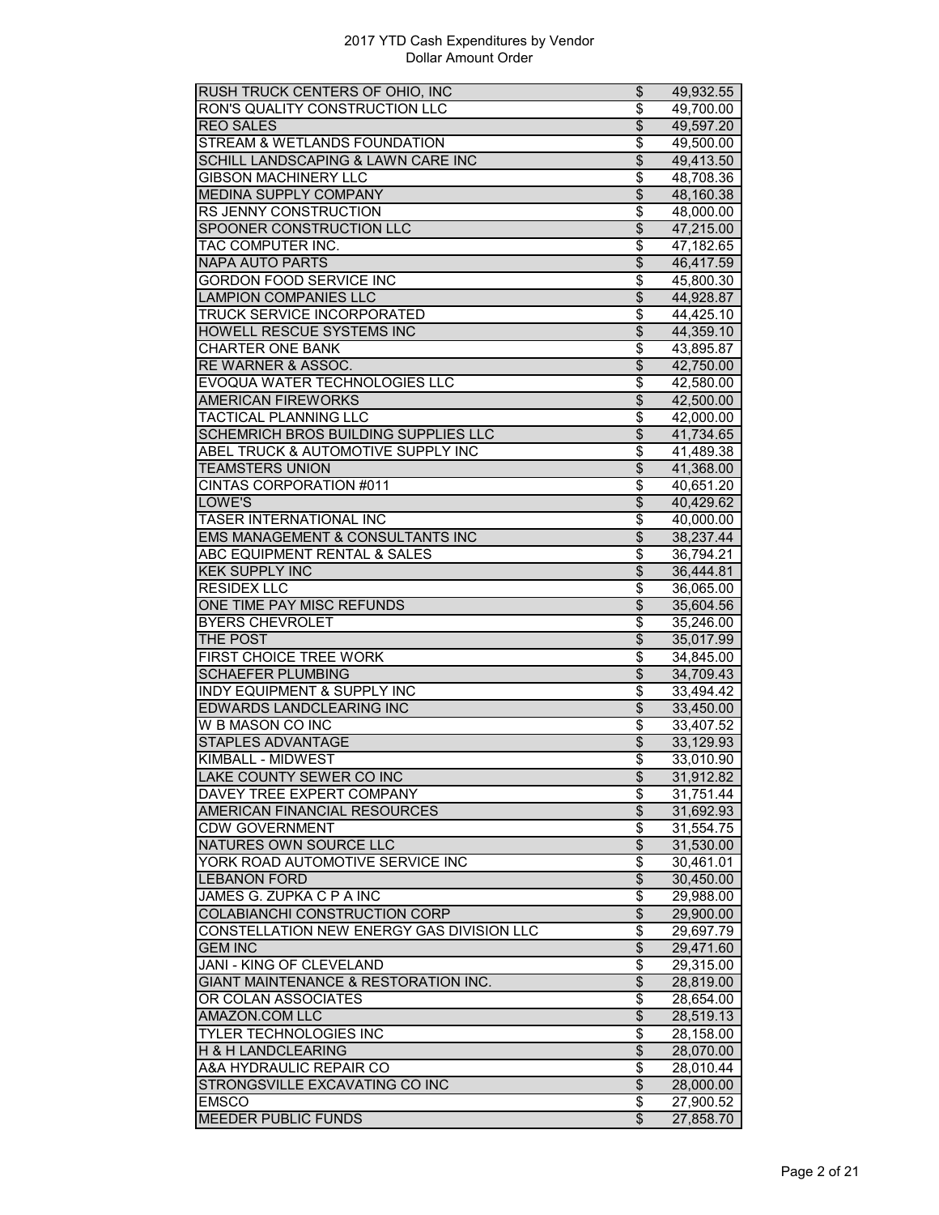# 2017 YTD Cash Expenditures by Vendor
Dollar Amount Order

| | | |
|---|---|---|
| RUSH TRUCK CENTERS OF OHIO, INC | $ | 49,932.55 |
| RON'S QUALITY CONSTRUCTION LLC | $ | 49,700.00 |
| REO SALES | $ | 49,597.20 |
| STREAM & WETLANDS FOUNDATION | $ | 49,500.00 |
| SCHILL LANDSCAPING & LAWN CARE INC | $ | 49,413.50 |
| GIBSON MACHINERY LLC | $ | 48,708.36 |
| MEDINA SUPPLY COMPANY | $ | 48,160.38 |
| RS JENNY CONSTRUCTION | $ | 48,000.00 |
| SPOONER CONSTRUCTION LLC | $ | 47,215.00 |
| TAC COMPUTER INC. | $ | 47,182.65 |
| NAPA AUTO PARTS | $ | 46,417.59 |
| GORDON FOOD SERVICE INC | $ | 45,800.30 |
| LAMPION COMPANIES LLC | $ | 44,928.87 |
| TRUCK SERVICE INCORPORATED | $ | 44,425.10 |
| HOWELL RESCUE SYSTEMS INC | $ | 44,359.10 |
| CHARTER ONE BANK | $ | 43,895.87 |
| RE WARNER & ASSOC. | $ | 42,750.00 |
| EVOQUA WATER TECHNOLOGIES LLC | $ | 42,580.00 |
| AMERICAN FIREWORKS | $ | 42,500.00 |
| TACTICAL PLANNING LLC | $ | 42,000.00 |
| SCHEMRICH BROS BUILDING SUPPLIES LLC | $ | 41,734.65 |
| ABEL TRUCK & AUTOMOTIVE SUPPLY INC | $ | 41,489.38 |
| TEAMSTERS UNION | $ | 41,368.00 |
| CINTAS CORPORATION #011 | $ | 40,651.20 |
| LOWE'S | $ | 40,429.62 |
| TASER INTERNATIONAL INC | $ | 40,000.00 |
| EMS MANAGEMENT & CONSULTANTS INC | $ | 38,237.44 |
| ABC EQUIPMENT RENTAL & SALES | $ | 36,794.21 |
| KEK SUPPLY INC | $ | 36,444.81 |
| RESIDEX LLC | $ | 36,065.00 |
| ONE TIME PAY MISC REFUNDS | $ | 35,604.56 |
| BYERS CHEVROLET | $ | 35,246.00 |
| THE POST | $ | 35,017.99 |
| FIRST CHOICE TREE WORK | $ | 34,845.00 |
| SCHAEFER PLUMBING | $ | 34,709.43 |
| INDY EQUIPMENT & SUPPLY INC | $ | 33,494.42 |
| EDWARDS LANDCLEARING INC | $ | 33,450.00 |
| W B MASON CO INC | $ | 33,407.52 |
| STAPLES ADVANTAGE | $ | 33,129.93 |
| KIMBALL - MIDWEST | $ | 33,010.90 |
| LAKE COUNTY SEWER CO INC | $ | 31,912.82 |
| DAVEY TREE EXPERT COMPANY | $ | 31,751.44 |
| AMERICAN FINANCIAL RESOURCES | $ | 31,692.93 |
| CDW GOVERNMENT | $ | 31,554.75 |
| NATURES OWN SOURCE LLC | $ | 31,530.00 |
| YORK ROAD AUTOMOTIVE SERVICE INC | $ | 30,461.01 |
| LEBANON FORD | $ | 30,450.00 |
| JAMES G. ZUPKA C P A INC | $ | 29,988.00 |
| COLABIANCHI CONSTRUCTION CORP | $ | 29,900.00 |
| CONSTELLATION NEW ENERGY GAS DIVISION LLC | $ | 29,697.79 |
| GEM INC | $ | 29,471.60 |
| JANI - KING OF CLEVELAND | $ | 29,315.00 |
| GIANT MAINTENANCE & RESTORATION INC. | $ | 28,819.00 |
| OR COLAN ASSOCIATES | $ | 28,654.00 |
| AMAZON.COM LLC | $ | 28,519.13 |
| TYLER TECHNOLOGIES INC | $ | 28,158.00 |
| H & H LANDCLEARING | $ | 28,070.00 |
| A&A HYDRAULIC REPAIR CO | $ | 28,010.44 |
| STRONGSVILLE EXCAVATING CO INC | $ | 28,000.00 |
| EMSCO | $ | 27,900.52 |
| MEEDER PUBLIC FUNDS | $ | 27,858.70 |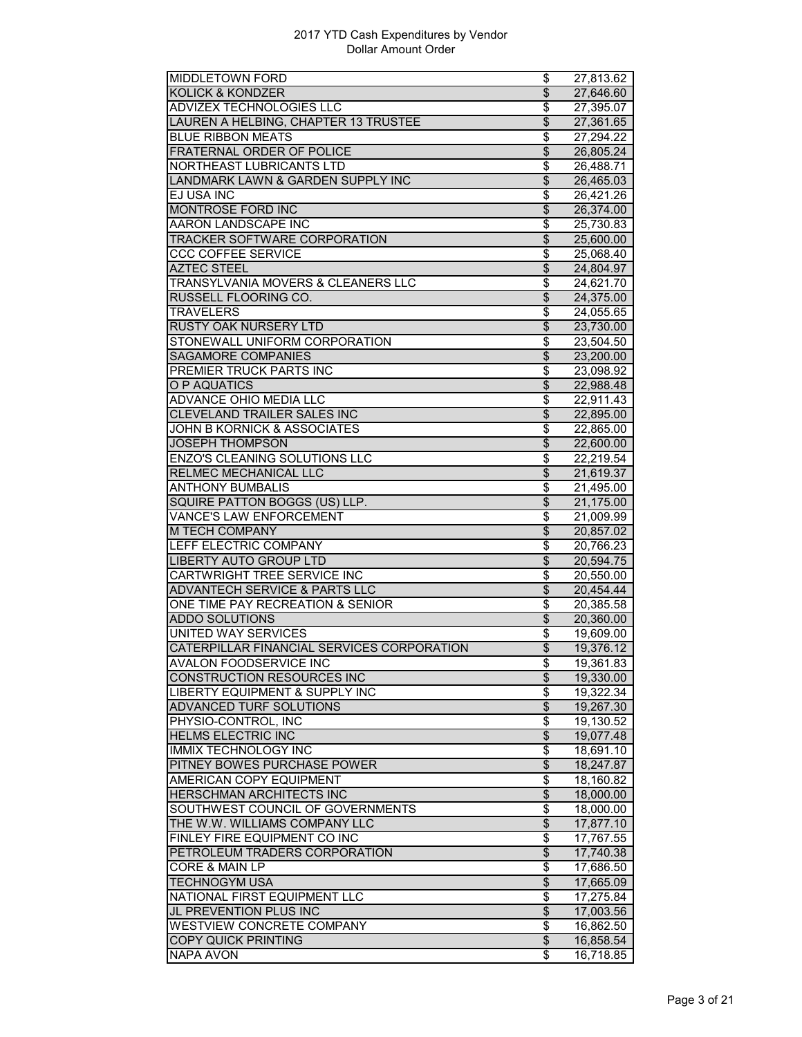2017 YTD Cash Expenditures by Vendor
Dollar Amount Order

| | | |
|---|---|---|
| MIDDLETOWN FORD | $ | 27,813.62 |
| KOLICK & KONDZER | $ | 27,646.60 |
| ADVIZEX TECHNOLOGIES LLC | $ | 27,395.07 |
| LAUREN A HELBING, CHAPTER 13 TRUSTEE | $ | 27,361.65 |
| BLUE RIBBON MEATS | $ | 27,294.22 |
| FRATERNAL ORDER OF POLICE | $ | 26,805.24 |
| NORTHEAST LUBRICANTS LTD | $ | 26,488.71 |
| LANDMARK LAWN & GARDEN SUPPLY INC | $ | 26,465.03 |
| EJ USA INC | $ | 26,421.26 |
| MONTROSE FORD INC | $ | 26,374.00 |
| AARON LANDSCAPE INC | $ | 25,730.83 |
| TRACKER SOFTWARE CORPORATION | $ | 25,600.00 |
| CCC COFFEE SERVICE | $ | 25,068.40 |
| AZTEC STEEL | $ | 24,804.97 |
| TRANSYLVANIA MOVERS & CLEANERS LLC | $ | 24,621.70 |
| RUSSELL FLOORING CO. | $ | 24,375.00 |
| TRAVELERS | $ | 24,055.65 |
| RUSTY OAK NURSERY LTD | $ | 23,730.00 |
| STONEWALL UNIFORM CORPORATION | $ | 23,504.50 |
| SAGAMORE COMPANIES | $ | 23,200.00 |
| PREMIER TRUCK PARTS INC | $ | 23,098.92 |
| O P AQUATICS | $ | 22,988.48 |
| ADVANCE OHIO MEDIA LLC | $ | 22,911.43 |
| CLEVELAND TRAILER SALES INC | $ | 22,895.00 |
| JOHN B KORNICK & ASSOCIATES | $ | 22,865.00 |
| JOSEPH THOMPSON | $ | 22,600.00 |
| ENZO'S CLEANING SOLUTIONS LLC | $ | 22,219.54 |
| RELMEC MECHANICAL LLC | $ | 21,619.37 |
| ANTHONY BUMBALIS | $ | 21,495.00 |
| SQUIRE PATTON BOGGS (US) LLP. | $ | 21,175.00 |
| VANCE'S LAW ENFORCEMENT | $ | 21,009.99 |
| M TECH COMPANY | $ | 20,857.02 |
| LEFF ELECTRIC COMPANY | $ | 20,766.23 |
| LIBERTY AUTO GROUP LTD | $ | 20,594.75 |
| CARTWRIGHT TREE SERVICE INC | $ | 20,550.00 |
| ADVANTECH SERVICE & PARTS LLC | $ | 20,454.44 |
| ONE TIME PAY RECREATION & SENIOR | $ | 20,385.58 |
| ADDO SOLUTIONS | $ | 20,360.00 |
| UNITED WAY SERVICES | $ | 19,609.00 |
| CATERPILLAR FINANCIAL SERVICES CORPORATION | $ | 19,376.12 |
| AVALON FOODSERVICE INC | $ | 19,361.83 |
| CONSTRUCTION RESOURCES INC | $ | 19,330.00 |
| LIBERTY EQUIPMENT & SUPPLY INC | $ | 19,322.34 |
| ADVANCED TURF SOLUTIONS | $ | 19,267.30 |
| PHYSIO-CONTROL, INC | $ | 19,130.52 |
| HELMS ELECTRIC INC | $ | 19,077.48 |
| IMMIX TECHNOLOGY INC | $ | 18,691.10 |
| PITNEY BOWES PURCHASE POWER | $ | 18,247.87 |
| AMERICAN COPY EQUIPMENT | $ | 18,160.82 |
| HERSCHMAN ARCHITECTS INC | $ | 18,000.00 |
| SOUTHWEST COUNCIL OF GOVERNMENTS | $ | 18,000.00 |
| THE W.W. WILLIAMS COMPANY LLC | $ | 17,877.10 |
| FINLEY FIRE EQUIPMENT CO INC | $ | 17,767.55 |
| PETROLEUM TRADERS CORPORATION | $ | 17,740.38 |
| CORE & MAIN LP | $ | 17,686.50 |
| TECHNOGYM USA | $ | 17,665.09 |
| NATIONAL FIRST EQUIPMENT LLC | $ | 17,275.84 |
| JL PREVENTION PLUS INC | $ | 17,003.56 |
| WESTVIEW CONCRETE COMPANY | $ | 16,862.50 |
| COPY QUICK PRINTING | $ | 16,858.54 |
| NAPA AVON | $ | 16,718.85 |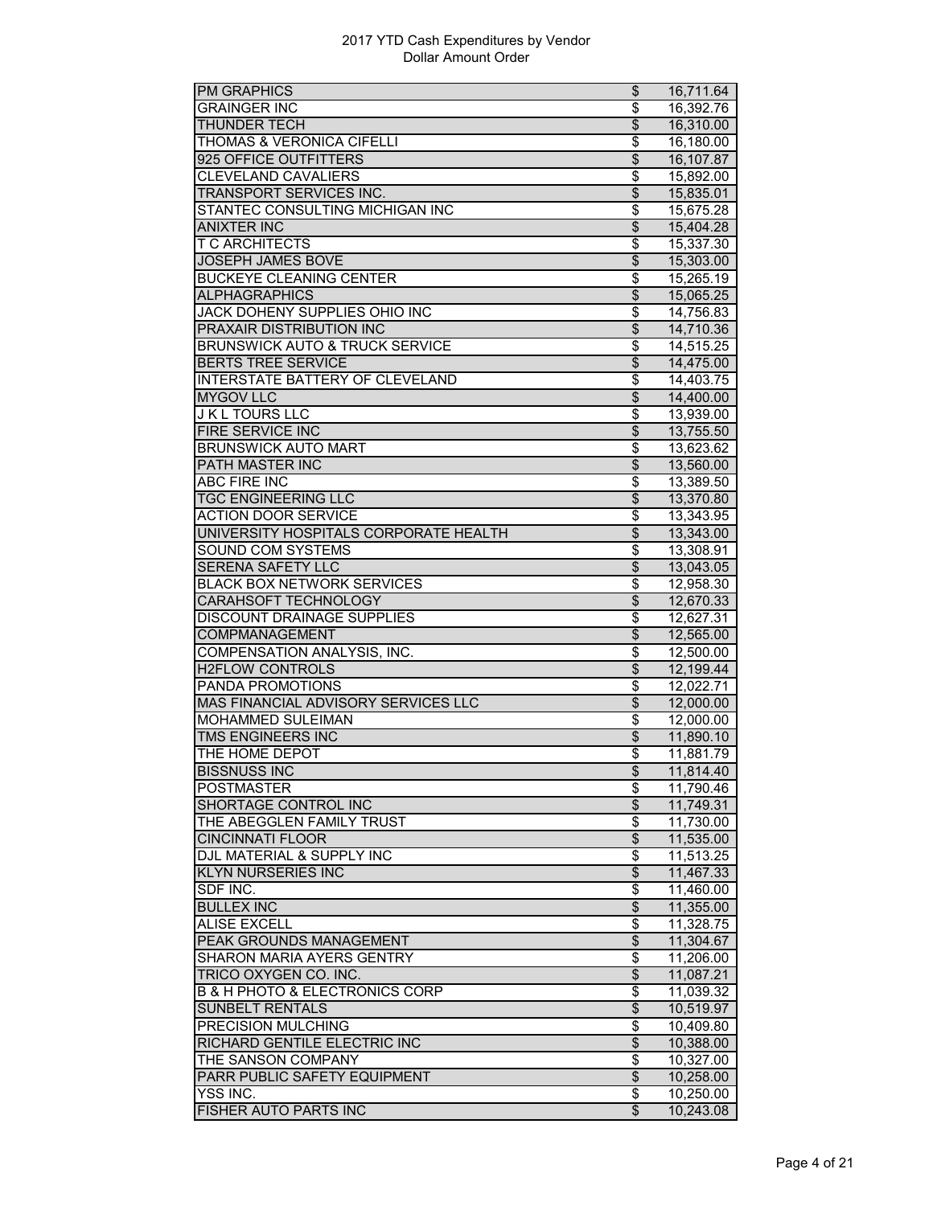2017 YTD Cash Expenditures by Vendor
Dollar Amount Order

| | | |
|---|---|---|
| PM GRAPHICS | $ | 16,711.64 |
| GRAINGER INC | $ | 16,392.76 |
| THUNDER TECH | $ | 16,310.00 |
| THOMAS & VERONICA CIFELLI | $ | 16,180.00 |
| 925 OFFICE OUTFITTERS | $ | 16,107.87 |
| CLEVELAND CAVALIERS | $ | 15,892.00 |
| TRANSPORT SERVICES INC. | $ | 15,835.01 |
| STANTEC CONSULTING MICHIGAN INC | $ | 15,675.28 |
| ANIXTER INC | $ | 15,404.28 |
| T C ARCHITECTS | $ | 15,337.30 |
| JOSEPH JAMES BOVE | $ | 15,303.00 |
| BUCKEYE CLEANING CENTER | $ | 15,265.19 |
| ALPHAGRAPHICS | $ | 15,065.25 |
| JACK DOHENY SUPPLIES OHIO INC | $ | 14,756.83 |
| PRAXAIR DISTRIBUTION INC | $ | 14,710.36 |
| BRUNSWICK AUTO & TRUCK SERVICE | $ | 14,515.25 |
| BERTS TREE SERVICE | $ | 14,475.00 |
| INTERSTATE BATTERY OF CLEVELAND | $ | 14,403.75 |
| MYGOV LLC | $ | 14,400.00 |
| J K L TOURS LLC | $ | 13,939.00 |
| FIRE SERVICE INC | $ | 13,755.50 |
| BRUNSWICK AUTO MART | $ | 13,623.62 |
| PATH MASTER INC | $ | 13,560.00 |
| ABC FIRE INC | $ | 13,389.50 |
| TGC ENGINEERING LLC | $ | 13,370.80 |
| ACTION DOOR SERVICE | $ | 13,343.95 |
| UNIVERSITY HOSPITALS CORPORATE HEALTH | $ | 13,343.00 |
| SOUND COM SYSTEMS | $ | 13,308.91 |
| SERENA SAFETY LLC | $ | 13,043.05 |
| BLACK BOX NETWORK SERVICES | $ | 12,958.30 |
| CARAHSOFT TECHNOLOGY | $ | 12,670.33 |
| DISCOUNT DRAINAGE SUPPLIES | $ | 12,627.31 |
| COMPMANAGEMENT | $ | 12,565.00 |
| COMPENSATION ANALYSIS, INC. | $ | 12,500.00 |
| H2FLOW CONTROLS | $ | 12,199.44 |
| PANDA PROMOTIONS | $ | 12,022.71 |
| MAS FINANCIAL ADVISORY SERVICES LLC | $ | 12,000.00 |
| MOHAMMED SULEIMAN | $ | 12,000.00 |
| TMS ENGINEERS INC | $ | 11,890.10 |
| THE HOME DEPOT | $ | 11,881.79 |
| BISSNUSS INC | $ | 11,814.40 |
| POSTMASTER | $ | 11,790.46 |
| SHORTAGE CONTROL INC | $ | 11,749.31 |
| THE ABEGGLEN FAMILY TRUST | $ | 11,730.00 |
| CINCINNATI FLOOR | $ | 11,535.00 |
| DJL MATERIAL & SUPPLY INC | $ | 11,513.25 |
| KLYN NURSERIES INC | $ | 11,467.33 |
| SDF INC. | $ | 11,460.00 |
| BULLEX INC | $ | 11,355.00 |
| ALISE EXCELL | $ | 11,328.75 |
| PEAK GROUNDS MANAGEMENT | $ | 11,304.67 |
| SHARON MARIA AYERS GENTRY | $ | 11,206.00 |
| TRICO OXYGEN CO. INC. | $ | 11,087.21 |
| B & H PHOTO & ELECTRONICS CORP | $ | 11,039.32 |
| SUNBELT RENTALS | $ | 10,519.97 |
| PRECISION MULCHING | $ | 10,409.80 |
| RICHARD GENTILE ELECTRIC INC | $ | 10,388.00 |
| THE SANSON COMPANY | $ | 10,327.00 |
| PARR PUBLIC SAFETY EQUIPMENT | $ | 10,258.00 |
| YSS INC. | $ | 10,250.00 |
| FISHER AUTO PARTS INC | $ | 10,243.08 |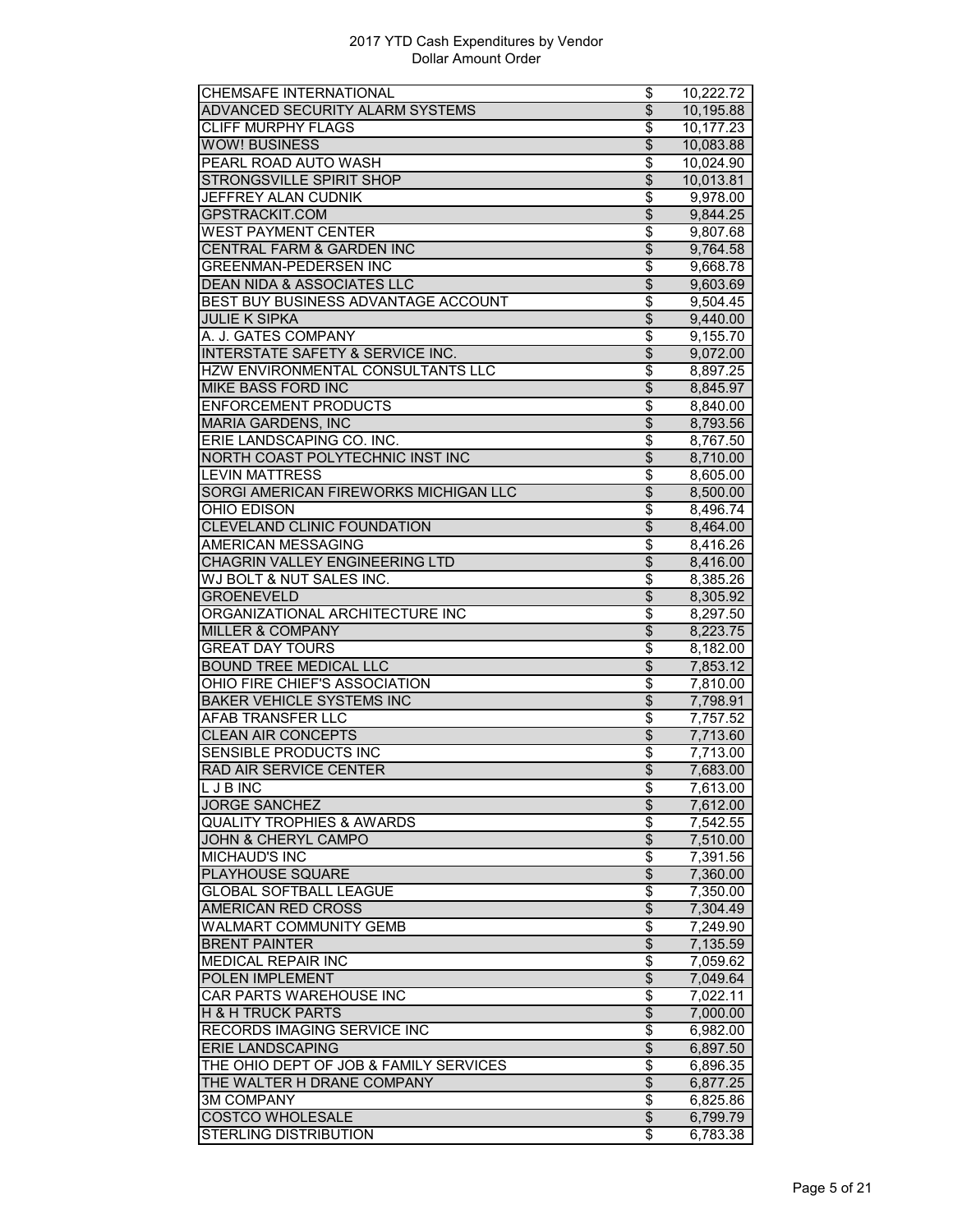2017 YTD Cash Expenditures by Vendor
Dollar Amount Order

| | | |
|---|---|---|
| CHEMSAFE INTERNATIONAL | $ | 10,222.72 |
| ADVANCED SECURITY ALARM SYSTEMS | $ | 10,195.88 |
| CLIFF MURPHY FLAGS | $ | 10,177.23 |
| WOW! BUSINESS | $ | 10,083.88 |
| PEARL ROAD AUTO WASH | $ | 10,024.90 |
| STRONGSVILLE SPIRIT SHOP | $ | 10,013.81 |
| JEFFREY ALAN CUDNIK | $ | 9,978.00 |
| GPSTRACKIT.COM | $ | 9,844.25 |
| WEST PAYMENT CENTER | $ | 9,807.68 |
| CENTRAL FARM & GARDEN INC | $ | 9,764.58 |
| GREENMAN-PEDERSEN INC | $ | 9,668.78 |
| DEAN NIDA & ASSOCIATES LLC | $ | 9,603.69 |
| BEST BUY BUSINESS ADVANTAGE ACCOUNT | $ | 9,504.45 |
| JULIE K SIPKA | $ | 9,440.00 |
| A. J. GATES COMPANY | $ | 9,155.70 |
| INTERSTATE SAFETY & SERVICE INC. | $ | 9,072.00 |
| HZW ENVIRONMENTAL CONSULTANTS LLC | $ | 8,897.25 |
| MIKE BASS FORD INC | $ | 8,845.97 |
| ENFORCEMENT PRODUCTS | $ | 8,840.00 |
| MARIA GARDENS, INC | $ | 8,793.56 |
| ERIE LANDSCAPING CO. INC. | $ | 8,767.50 |
| NORTH COAST POLYTECHNIC INST INC | $ | 8,710.00 |
| LEVIN MATTRESS | $ | 8,605.00 |
| SORGI AMERICAN FIREWORKS MICHIGAN LLC | $ | 8,500.00 |
| OHIO EDISON | $ | 8,496.74 |
| CLEVELAND CLINIC FOUNDATION | $ | 8,464.00 |
| AMERICAN MESSAGING | $ | 8,416.26 |
| CHAGRIN VALLEY ENGINEERING LTD | $ | 8,416.00 |
| WJ BOLT & NUT SALES INC. | $ | 8,385.26 |
| GROENEVELD | $ | 8,305.92 |
| ORGANIZATIONAL ARCHITECTURE INC | $ | 8,297.50 |
| MILLER & COMPANY | $ | 8,223.75 |
| GREAT DAY TOURS | $ | 8,182.00 |
| BOUND TREE MEDICAL LLC | $ | 7,853.12 |
| OHIO FIRE CHIEF'S ASSOCIATION | $ | 7,810.00 |
| BAKER VEHICLE SYSTEMS INC | $ | 7,798.91 |
| AFAB TRANSFER LLC | $ | 7,757.52 |
| CLEAN AIR CONCEPTS | $ | 7,713.60 |
| SENSIBLE PRODUCTS INC | $ | 7,713.00 |
| RAD AIR SERVICE CENTER | $ | 7,683.00 |
| L J B INC | $ | 7,613.00 |
| JORGE SANCHEZ | $ | 7,612.00 |
| QUALITY TROPHIES & AWARDS | $ | 7,542.55 |
| JOHN & CHERYL CAMPO | $ | 7,510.00 |
| MICHAUD'S INC | $ | 7,391.56 |
| PLAYHOUSE SQUARE | $ | 7,360.00 |
| GLOBAL SOFTBALL LEAGUE | $ | 7,350.00 |
| AMERICAN RED CROSS | $ | 7,304.49 |
| WALMART COMMUNITY GEMB | $ | 7,249.90 |
| BRENT PAINTER | $ | 7,135.59 |
| MEDICAL REPAIR INC | $ | 7,059.62 |
| POLEN IMPLEMENT | $ | 7,049.64 |
| CAR PARTS WAREHOUSE INC | $ | 7,022.11 |
| H & H TRUCK PARTS | $ | 7,000.00 |
| RECORDS IMAGING SERVICE INC | $ | 6,982.00 |
| ERIE LANDSCAPING | $ | 6,897.50 |
| THE OHIO DEPT OF JOB & FAMILY SERVICES | $ | 6,896.35 |
| THE WALTER H DRANE COMPANY | $ | 6,877.25 |
| 3M COMPANY | $ | 6,825.86 |
| COSTCO WHOLESALE | $ | 6,799.79 |
| STERLING DISTRIBUTION | $ | 6,783.38 |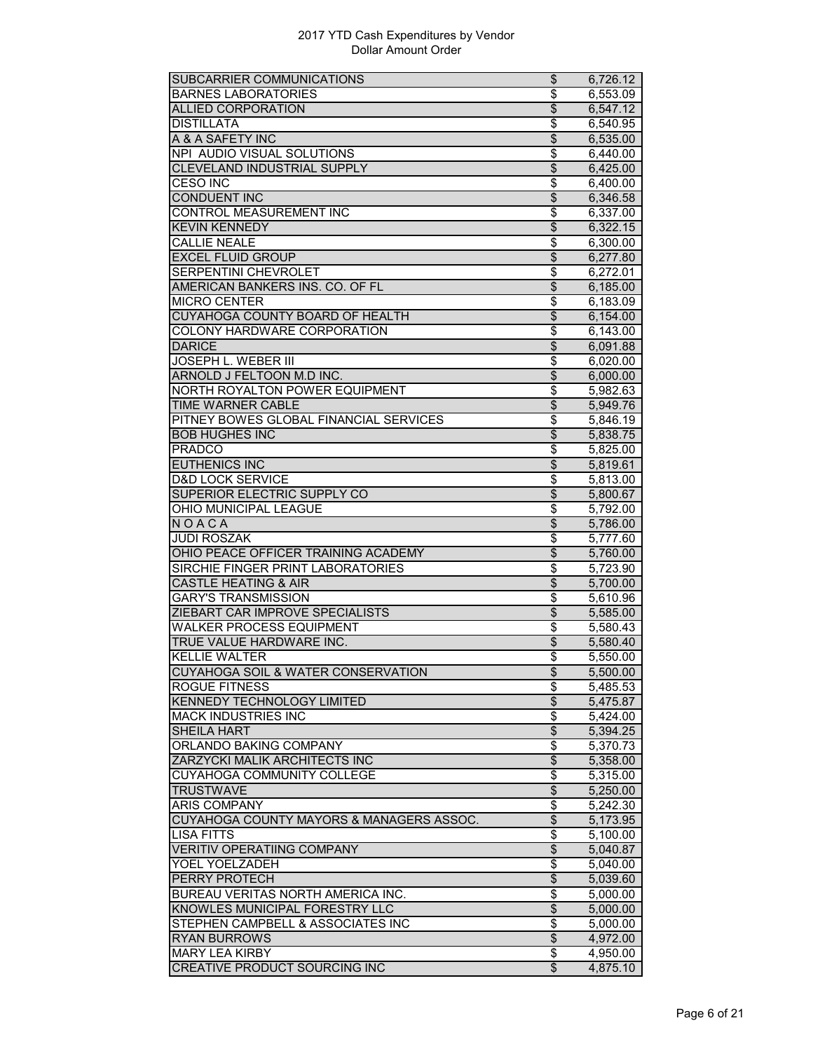| | | |
|---|---|---|
| SUBCARRIER COMMUNICATIONS | $ | 6,726.12 |
| BARNES LABORATORIES | $ | 6,553.09 |
| ALLIED CORPORATION | $ | 6,547.12 |
| DISTILLATA | $ | 6,540.95 |
| A & A SAFETY INC | $ | 6,535.00 |
| NPI AUDIO VISUAL SOLUTIONS | $ | 6,440.00 |
| CLEVELAND INDUSTRIAL SUPPLY | $ | 6,425.00 |
| CESO INC | $ | 6,400.00 |
| CONDUENT INC | $ | 6,346.58 |
| CONTROL MEASUREMENT INC | $ | 6,337.00 |
| KEVIN KENNEDY | $ | 6,322.15 |
| CALLIE NEALE | $ | 6,300.00 |
| EXCEL FLUID GROUP | $ | 6,277.80 |
| SERPENTINI CHEVROLET | $ | 6,272.01 |
| AMERICAN BANKERS INS. CO. OF FL | $ | 6,185.00 |
| MICRO CENTER | $ | 6,183.09 |
| CUYAHOGA COUNTY BOARD OF HEALTH | $ | 6,154.00 |
| COLONY HARDWARE CORPORATION | $ | 6,143.00 |
| DARICE | $ | 6,091.88 |
| JOSEPH L. WEBER III | $ | 6,020.00 |
| ARNOLD J FELTOON M.D INC. | $ | 6,000.00 |
| NORTH ROYALTON POWER EQUIPMENT | $ | 5,982.63 |
| TIME WARNER CABLE | $ | 5,949.76 |
| PITNEY BOWES GLOBAL FINANCIAL SERVICES | $ | 5,846.19 |
| BOB HUGHES INC | $ | 5,838.75 |
| PRADCO | $ | 5,825.00 |
| EUTHENICS INC | $ | 5,819.61 |
| D&D LOCK SERVICE | $ | 5,813.00 |
| SUPERIOR ELECTRIC SUPPLY CO | $ | 5,800.67 |
| OHIO MUNICIPAL LEAGUE | $ | 5,792.00 |
| N O A C A | $ | 5,786.00 |
| JUDI ROSZAK | $ | 5,777.60 |
| OHIO PEACE OFFICER TRAINING ACADEMY | $ | 5,760.00 |
| SIRCHIE FINGER PRINT LABORATORIES | $ | 5,723.90 |
| CASTLE HEATING & AIR | $ | 5,700.00 |
| GARY'S TRANSMISSION | $ | 5,610.96 |
| ZIEBART CAR IMPROVE SPECIALISTS | $ | 5,585.00 |
| WALKER PROCESS EQUIPMENT | $ | 5,580.43 |
| TRUE VALUE HARDWARE INC. | $ | 5,580.40 |
| KELLIE WALTER | $ | 5,550.00 |
| CUYAHOGA SOIL & WATER CONSERVATION | $ | 5,500.00 |
| ROGUE FITNESS | $ | 5,485.53 |
| KENNEDY TECHNOLOGY LIMITED | $ | 5,475.87 |
| MACK INDUSTRIES INC | $ | 5,424.00 |
| SHEILA HART | $ | 5,394.25 |
| ORLANDO BAKING COMPANY | $ | 5,370.73 |
| ZARZYCKI MALIK ARCHITECTS INC | $ | 5,358.00 |
| CUYAHOGA COMMUNITY COLLEGE | $ | 5,315.00 |
| TRUSTWAVE | $ | 5,250.00 |
| ARIS COMPANY | $ | 5,242.30 |
| CUYAHOGA COUNTY MAYORS & MANAGERS ASSOC. | $ | 5,173.95 |
| LISA FITTS | $ | 5,100.00 |
| VERITIV OPERATIING COMPANY | $ | 5,040.87 |
| YOEL YOELZADEH | $ | 5,040.00 |
| PERRY PROTECH | $ | 5,039.60 |
| BUREAU VERITAS NORTH AMERICA INC. | $ | 5,000.00 |
| KNOWLES MUNICIPAL FORESTRY LLC | $ | 5,000.00 |
| STEPHEN CAMPBELL & ASSOCIATES INC | $ | 5,000.00 |
| RYAN BURROWS | $ | 4,972.00 |
| MARY LEA KIRBY | $ | 4,950.00 |
| CREATIVE PRODUCT SOURCING INC | $ | 4,875.10 |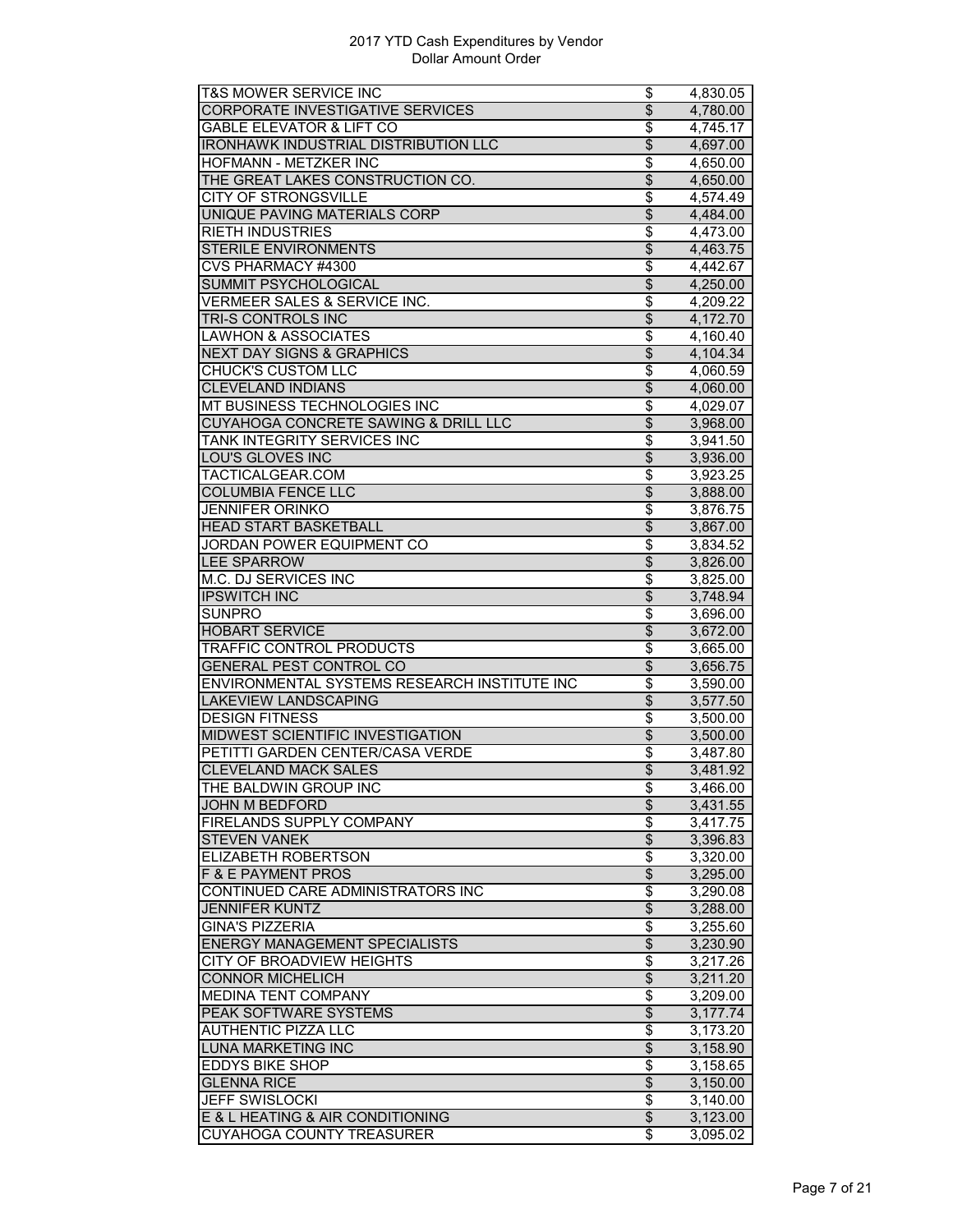2017 YTD Cash Expenditures by Vendor
Dollar Amount Order

| | | |
|---|---|---|
| T&S MOWER SERVICE INC | $ | 4,830.05 |
| CORPORATE INVESTIGATIVE SERVICES | $ | 4,780.00 |
| GABLE ELEVATOR & LIFT CO | $ | 4,745.17 |
| IRONHAWK INDUSTRIAL DISTRIBUTION LLC | $ | 4,697.00 |
| HOFMANN - METZKER INC | $ | 4,650.00 |
| THE GREAT LAKES CONSTRUCTION CO. | $ | 4,650.00 |
| CITY OF STRONGSVILLE | $ | 4,574.49 |
| UNIQUE PAVING MATERIALS CORP | $ | 4,484.00 |
| RIETH INDUSTRIES | $ | 4,473.00 |
| STERILE ENVIRONMENTS | $ | 4,463.75 |
| CVS PHARMACY #4300 | $ | 4,442.67 |
| SUMMIT PSYCHOLOGICAL | $ | 4,250.00 |
| VERMEER SALES & SERVICE INC. | $ | 4,209.22 |
| TRI-S CONTROLS INC | $ | 4,172.70 |
| LAWHON & ASSOCIATES | $ | 4,160.40 |
| NEXT DAY SIGNS & GRAPHICS | $ | 4,104.34 |
| CHUCK'S CUSTOM LLC | $ | 4,060.59 |
| CLEVELAND INDIANS | $ | 4,060.00 |
| MT BUSINESS TECHNOLOGIES INC | $ | 4,029.07 |
| CUYAHOGA CONCRETE SAWING & DRILL LLC | $ | 3,968.00 |
| TANK INTEGRITY SERVICES INC | $ | 3,941.50 |
| LOU'S GLOVES INC | $ | 3,936.00 |
| TACTICALGEAR.COM | $ | 3,923.25 |
| COLUMBIA FENCE LLC | $ | 3,888.00 |
| JENNIFER ORINKO | $ | 3,876.75 |
| HEAD START BASKETBALL | $ | 3,867.00 |
| JORDAN POWER EQUIPMENT CO | $ | 3,834.52 |
| LEE SPARROW | $ | 3,826.00 |
| M.C. DJ SERVICES INC | $ | 3,825.00 |
| IPSWITCH INC | $ | 3,748.94 |
| SUNPRO | $ | 3,696.00 |
| HOBART SERVICE | $ | 3,672.00 |
| TRAFFIC CONTROL PRODUCTS | $ | 3,665.00 |
| GENERAL PEST CONTROL CO | $ | 3,656.75 |
| ENVIRONMENTAL SYSTEMS RESEARCH INSTITUTE INC | $ | 3,590.00 |
| LAKEVIEW LANDSCAPING | $ | 3,577.50 |
| DESIGN FITNESS | $ | 3,500.00 |
| MIDWEST SCIENTIFIC INVESTIGATION | $ | 3,500.00 |
| PETITTI GARDEN CENTER/CASA VERDE | $ | 3,487.80 |
| CLEVELAND MACK SALES | $ | 3,481.92 |
| THE BALDWIN GROUP INC | $ | 3,466.00 |
| JOHN M BEDFORD | $ | 3,431.55 |
| FIRELANDS SUPPLY COMPANY | $ | 3,417.75 |
| STEVEN VANEK | $ | 3,396.83 |
| ELIZABETH ROBERTSON | $ | 3,320.00 |
| F & E PAYMENT PROS | $ | 3,295.00 |
| CONTINUED CARE ADMINISTRATORS INC | $ | 3,290.08 |
| JENNIFER KUNTZ | $ | 3,288.00 |
| GINA'S PIZZERIA | $ | 3,255.60 |
| ENERGY MANAGEMENT SPECIALISTS | $ | 3,230.90 |
| CITY OF BROADVIEW HEIGHTS | $ | 3,217.26 |
| CONNOR MICHELICH | $ | 3,211.20 |
| MEDINA TENT COMPANY | $ | 3,209.00 |
| PEAK SOFTWARE SYSTEMS | $ | 3,177.74 |
| AUTHENTIC PIZZA LLC | $ | 3,173.20 |
| LUNA MARKETING INC | $ | 3,158.90 |
| EDDYS BIKE SHOP | $ | 3,158.65 |
| GLENNA RICE | $ | 3,150.00 |
| JEFF SWISLOCKI | $ | 3,140.00 |
| E & L HEATING & AIR CONDITIONING | $ | 3,123.00 |
| CUYAHOGA COUNTY TREASURER | $ | 3,095.02 |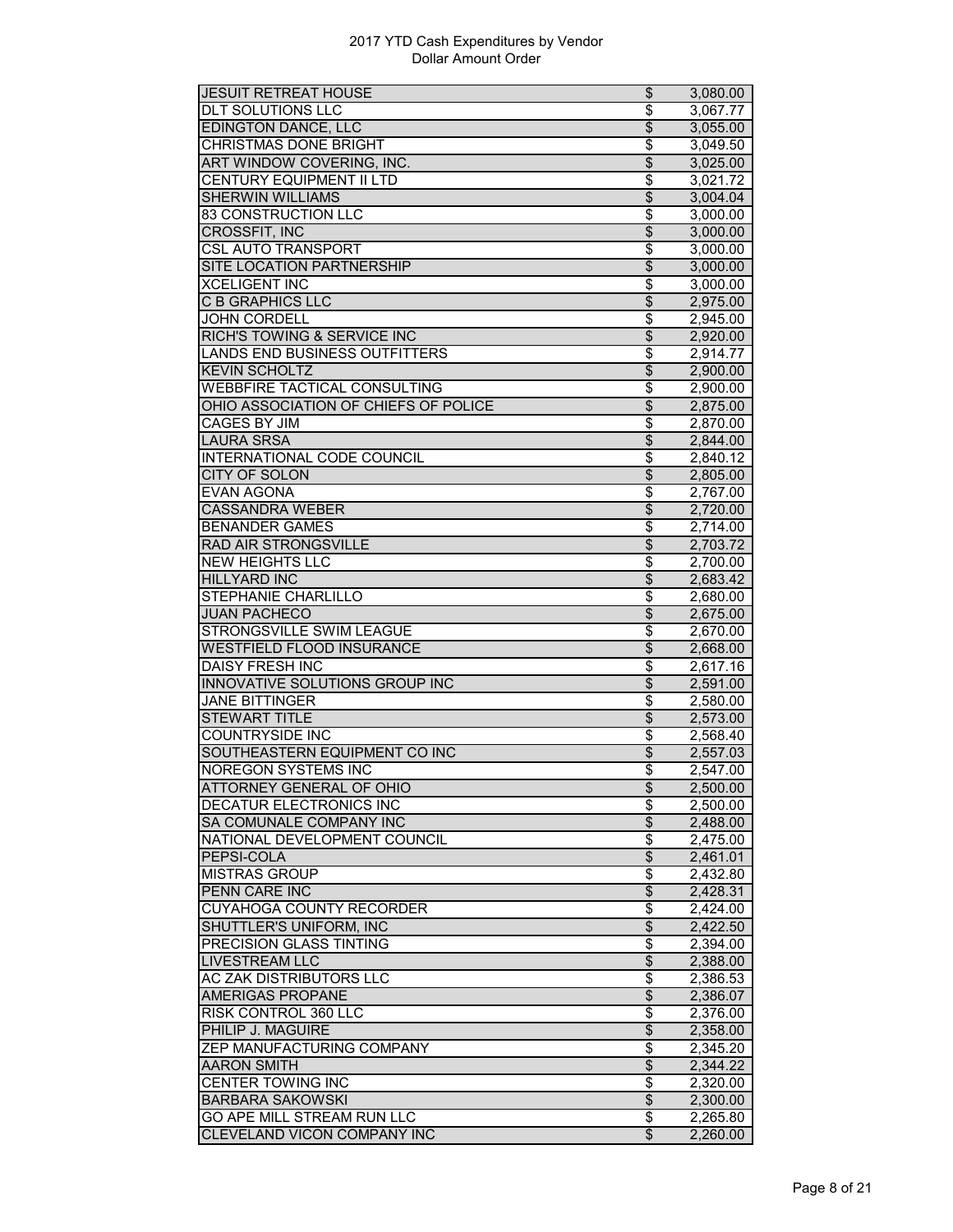| JESUIT RETREAT HOUSE | $ | 3,080.00 |
|---|---|---|
| DLT SOLUTIONS LLC | $ | 3,067.77 |
| EDINGTON DANCE, LLC | $ | 3,055.00 |
| CHRISTMAS DONE BRIGHT | $ | 3,049.50 |
| ART WINDOW COVERING, INC. | $ | 3,025.00 |
| CENTURY EQUIPMENT II LTD | $ | 3,021.72 |
| SHERWIN WILLIAMS | $ | 3,004.04 |
| 83 CONSTRUCTION LLC | $ | 3,000.00 |
| CROSSFIT, INC | $ | 3,000.00 |
| CSL AUTO TRANSPORT | $ | 3,000.00 |
| SITE LOCATION PARTNERSHIP | $ | 3,000.00 |
| XCELIGENT INC | $ | 3,000.00 |
| C B GRAPHICS LLC | $ | 2,975.00 |
| JOHN CORDELL | $ | 2,945.00 |
| RICH'S TOWING & SERVICE INC | $ | 2,920.00 |
| LANDS END BUSINESS OUTFITTERS | $ | 2,914.77 |
| KEVIN SCHOLTZ | $ | 2,900.00 |
| WEBBFIRE TACTICAL CONSULTING | $ | 2,900.00 |
| OHIO ASSOCIATION OF CHIEFS OF POLICE | $ | 2,875.00 |
| CAGES BY JIM | $ | 2,870.00 |
| LAURA SRSA | $ | 2,844.00 |
| INTERNATIONAL CODE COUNCIL | $ | 2,840.12 |
| CITY OF SOLON | $ | 2,805.00 |
| EVAN AGONA | $ | 2,767.00 |
| CASSANDRA WEBER | $ | 2,720.00 |
| BENANDER GAMES | $ | 2,714.00 |
| RAD AIR STRONGSVILLE | $ | 2,703.72 |
| NEW HEIGHTS LLC | $ | 2,700.00 |
| HILLYARD INC | $ | 2,683.42 |
| STEPHANIE CHARLILLO | $ | 2,680.00 |
| JUAN PACHECO | $ | 2,675.00 |
| STRONGSVILLE SWIM LEAGUE | $ | 2,670.00 |
| WESTFIELD FLOOD INSURANCE | $ | 2,668.00 |
| DAISY FRESH INC | $ | 2,617.16 |
| INNOVATIVE SOLUTIONS GROUP INC | $ | 2,591.00 |
| JANE BITTINGER | $ | 2,580.00 |
| STEWART TITLE | $ | 2,573.00 |
| COUNTRYSIDE INC | $ | 2,568.40 |
| SOUTHEASTERN EQUIPMENT CO INC | $ | 2,557.03 |
| NOREGON SYSTEMS INC | $ | 2,547.00 |
| ATTORNEY GENERAL OF OHIO | $ | 2,500.00 |
| DECATUR ELECTRONICS INC | $ | 2,500.00 |
| SA COMUNALE COMPANY INC | $ | 2,488.00 |
| NATIONAL DEVELOPMENT COUNCIL | $ | 2,475.00 |
| PEPSI-COLA | $ | 2,461.01 |
| MISTRAS GROUP | $ | 2,432.80 |
| PENN CARE INC | $ | 2,428.31 |
| CUYAHOGA COUNTY RECORDER | $ | 2,424.00 |
| SHUTTLER'S UNIFORM, INC | $ | 2,422.50 |
| PRECISION GLASS TINTING | $ | 2,394.00 |
| LIVESTREAM LLC | $ | 2,388.00 |
| AC ZAK DISTRIBUTORS LLC | $ | 2,386.53 |
| AMERIGAS PROPANE | $ | 2,386.07 |
| RISK CONTROL 360 LLC | $ | 2,376.00 |
| PHILIP J. MAGUIRE | $ | 2,358.00 |
| ZEP MANUFACTURING COMPANY | $ | 2,345.20 |
| AARON SMITH | $ | 2,344.22 |
| CENTER TOWING INC | $ | 2,320.00 |
| BARBARA SAKOWSKI | $ | 2,300.00 |
| GO APE MILL STREAM RUN LLC | $ | 2,265.80 |
| CLEVELAND VICON COMPANY INC | $ | 2,260.00 |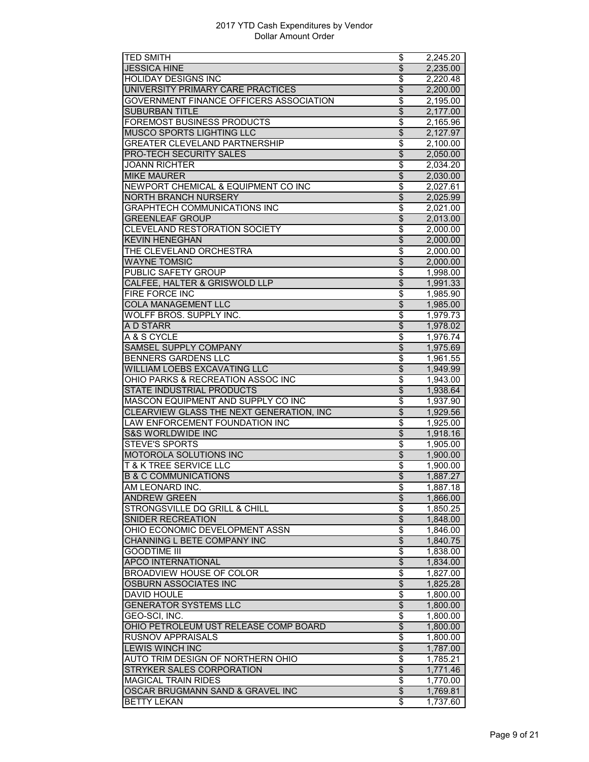2017 YTD Cash Expenditures by Vendor
Dollar Amount Order

| | | |
|---|---|---|
| TED SMITH | $ | 2,245.20 |
| JESSICA HINE | $ | 2,235.00 |
| HOLIDAY DESIGNS INC | $ | 2,220.48 |
| UNIVERSITY PRIMARY CARE PRACTICES | $ | 2,200.00 |
| GOVERNMENT FINANCE OFFICERS ASSOCIATION | $ | 2,195.00 |
| SUBURBAN TITLE | $ | 2,177.00 |
| FOREMOST BUSINESS PRODUCTS | $ | 2,165.96 |
| MUSCO SPORTS LIGHTING LLC | $ | 2,127.97 |
| GREATER CLEVELAND PARTNERSHIP | $ | 2,100.00 |
| PRO-TECH SECURITY SALES | $ | 2,050.00 |
| JOANN RICHTER | $ | 2,034.20 |
| MIKE MAURER | $ | 2,030.00 |
| NEWPORT CHEMICAL & EQUIPMENT CO INC | $ | 2,027.61 |
| NORTH BRANCH NURSERY | $ | 2,025.99 |
| GRAPHTECH COMMUNICATIONS INC | $ | 2,021.00 |
| GREENLEAF GROUP | $ | 2,013.00 |
| CLEVELAND RESTORATION SOCIETY | $ | 2,000.00 |
| KEVIN HENEGHAN | $ | 2,000.00 |
| THE CLEVELAND ORCHESTRA | $ | 2,000.00 |
| WAYNE TOMSIC | $ | 2,000.00 |
| PUBLIC SAFETY GROUP | $ | 1,998.00 |
| CALFEE, HALTER & GRISWOLD LLP | $ | 1,991.33 |
| FIRE FORCE INC | $ | 1,985.90 |
| COLA MANAGEMENT LLC | $ | 1,985.00 |
| WOLFF BROS. SUPPLY INC. | $ | 1,979.73 |
| A D STARR | $ | 1,978.02 |
| A & S CYCLE | $ | 1,976.74 |
| SAMSEL SUPPLY COMPANY | $ | 1,975.69 |
| BENNERS GARDENS LLC | $ | 1,961.55 |
| WILLIAM LOEBS EXCAVATING LLC | $ | 1,949.99 |
| OHIO PARKS & RECREATION ASSOC INC | $ | 1,943.00 |
| STATE INDUSTRIAL PRODUCTS | $ | 1,938.64 |
| MASCON EQUIPMENT AND SUPPLY CO INC | $ | 1,937.90 |
| CLEARVIEW GLASS THE NEXT GENERATION, INC | $ | 1,929.56 |
| LAW ENFORCEMENT FOUNDATION INC | $ | 1,925.00 |
| S&S WORLDWIDE INC | $ | 1,918.16 |
| STEVE'S SPORTS | $ | 1,905.00 |
| MOTOROLA SOLUTIONS INC | $ | 1,900.00 |
| T & K TREE SERVICE LLC | $ | 1,900.00 |
| B & C COMMUNICATIONS | $ | 1,887.27 |
| AM LEONARD INC. | $ | 1,887.18 |
| ANDREW GREEN | $ | 1,866.00 |
| STRONGSVILLE DQ GRILL & CHILL | $ | 1,850.25 |
| SNIDER RECREATION | $ | 1,848.00 |
| OHIO ECONOMIC DEVELOPMENT ASSN | $ | 1,846.00 |
| CHANNING L BETE COMPANY INC | $ | 1,840.75 |
| GOODTIME III | $ | 1,838.00 |
| APCO INTERNATIONAL | $ | 1,834.00 |
| BROADVIEW HOUSE OF COLOR | $ | 1,827.00 |
| OSBURN ASSOCIATES INC | $ | 1,825.28 |
| DAVID HOULE | $ | 1,800.00 |
| GENERATOR SYSTEMS LLC | $ | 1,800.00 |
| GEO-SCI, INC. | $ | 1,800.00 |
| OHIO PETROLEUM UST RELEASE COMP BOARD | $ | 1,800.00 |
| RUSNOV APPRAISALS | $ | 1,800.00 |
| LEWIS WINCH INC | $ | 1,787.00 |
| AUTO TRIM DESIGN OF NORTHERN OHIO | $ | 1,785.21 |
| STRYKER SALES CORPORATION | $ | 1,771.46 |
| MAGICAL TRAIN RIDES | $ | 1,770.00 |
| OSCAR BRUGMANN SAND & GRAVEL INC | $ | 1,769.81 |
| BETTY LEKAN | $ | 1,737.60 |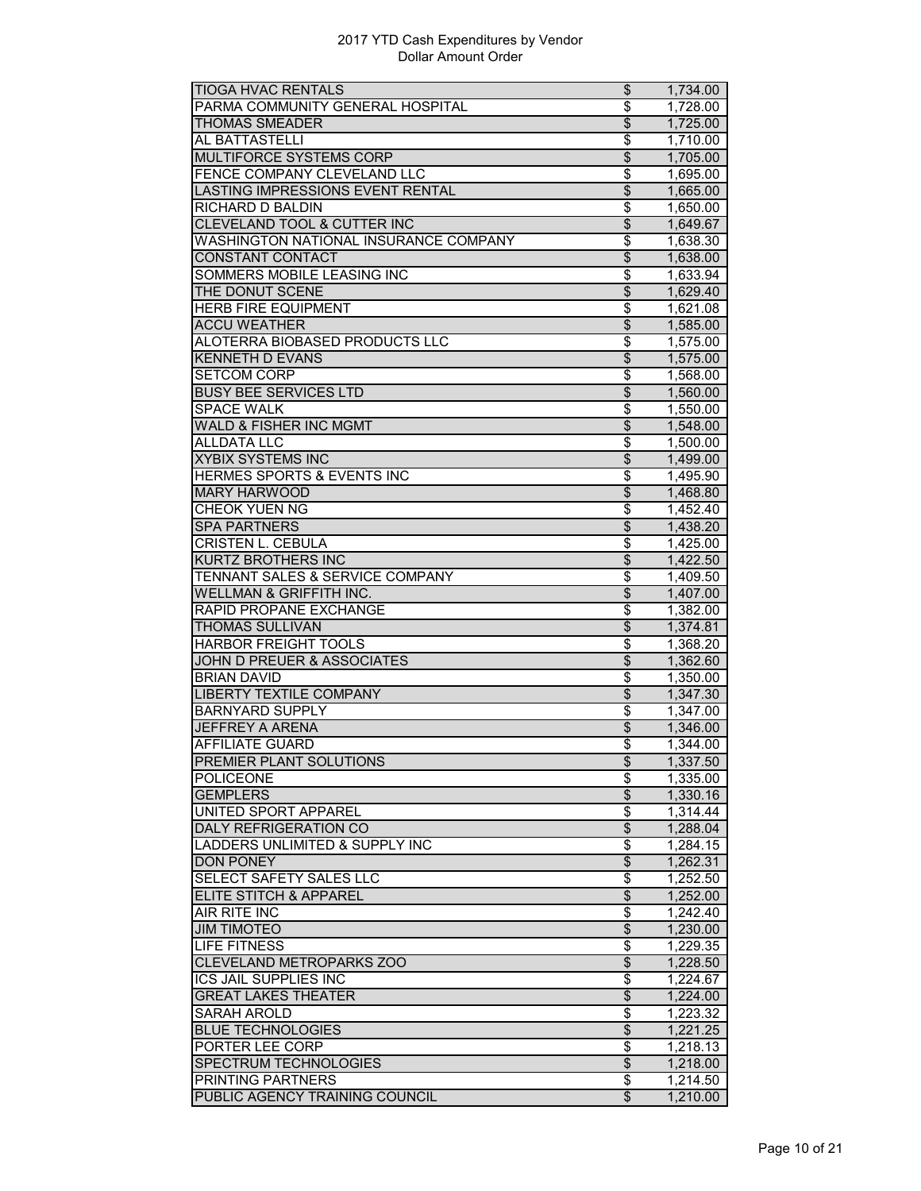2017 YTD Cash Expenditures by Vendor
Dollar Amount Order

| | | |
|---|---|---|
| TIOGA HVAC RENTALS | $ | 1,734.00 |
| PARMA COMMUNITY GENERAL HOSPITAL | $ | 1,728.00 |
| THOMAS SMEADER | $ | 1,725.00 |
| AL BATTASTELLI | $ | 1,710.00 |
| MULTIFORCE SYSTEMS CORP | $ | 1,705.00 |
| FENCE COMPANY CLEVELAND LLC | $ | 1,695.00 |
| LASTING IMPRESSIONS EVENT RENTAL | $ | 1,665.00 |
| RICHARD D BALDIN | $ | 1,650.00 |
| CLEVELAND TOOL & CUTTER INC | $ | 1,649.67 |
| WASHINGTON NATIONAL INSURANCE COMPANY | $ | 1,638.30 |
| CONSTANT CONTACT | $ | 1,638.00 |
| SOMMERS MOBILE LEASING INC | $ | 1,633.94 |
| THE DONUT SCENE | $ | 1,629.40 |
| HERB FIRE EQUIPMENT | $ | 1,621.08 |
| ACCU WEATHER | $ | 1,585.00 |
| ALOTERRA BIOBASED PRODUCTS LLC | $ | 1,575.00 |
| KENNETH D EVANS | $ | 1,575.00 |
| SETCOM CORP | $ | 1,568.00 |
| BUSY BEE SERVICES LTD | $ | 1,560.00 |
| SPACE WALK | $ | 1,550.00 |
| WALD & FISHER INC MGMT | $ | 1,548.00 |
| ALLDATA LLC | $ | 1,500.00 |
| XYBIX SYSTEMS INC | $ | 1,499.00 |
| HERMES SPORTS & EVENTS INC | $ | 1,495.90 |
| MARY HARWOOD | $ | 1,468.80 |
| CHEOK YUEN NG | $ | 1,452.40 |
| SPA PARTNERS | $ | 1,438.20 |
| CRISTEN L. CEBULA | $ | 1,425.00 |
| KURTZ BROTHERS INC | $ | 1,422.50 |
| TENNANT SALES & SERVICE COMPANY | $ | 1,409.50 |
| WELLMAN & GRIFFITH INC. | $ | 1,407.00 |
| RAPID PROPANE EXCHANGE | $ | 1,382.00 |
| THOMAS SULLIVAN | $ | 1,374.81 |
| HARBOR FREIGHT TOOLS | $ | 1,368.20 |
| JOHN D PREUER & ASSOCIATES | $ | 1,362.60 |
| BRIAN DAVID | $ | 1,350.00 |
| LIBERTY TEXTILE COMPANY | $ | 1,347.30 |
| BARNYARD SUPPLY | $ | 1,347.00 |
| JEFFREY A ARENA | $ | 1,346.00 |
| AFFILIATE GUARD | $ | 1,344.00 |
| PREMIER PLANT SOLUTIONS | $ | 1,337.50 |
| POLICEONE | $ | 1,335.00 |
| GEMPLERS | $ | 1,330.16 |
| UNITED SPORT APPAREL | $ | 1,314.44 |
| DALY REFRIGERATION CO | $ | 1,288.04 |
| LADDERS UNLIMITED & SUPPLY INC | $ | 1,284.15 |
| DON PONEY | $ | 1,262.31 |
| SELECT SAFETY SALES LLC | $ | 1,252.50 |
| ELITE STITCH & APPAREL | $ | 1,252.00 |
| AIR RITE INC | $ | 1,242.40 |
| JIM TIMOTEO | $ | 1,230.00 |
| LIFE FITNESS | $ | 1,229.35 |
| CLEVELAND METROPARKS ZOO | $ | 1,228.50 |
| ICS JAIL SUPPLIES INC | $ | 1,224.67 |
| GREAT LAKES THEATER | $ | 1,224.00 |
| SARAH AROLD | $ | 1,223.32 |
| BLUE TECHNOLOGIES | $ | 1,221.25 |
| PORTER LEE CORP | $ | 1,218.13 |
| SPECTRUM TECHNOLOGIES | $ | 1,218.00 |
| PRINTING PARTNERS | $ | 1,214.50 |
| PUBLIC AGENCY TRAINING COUNCIL | $ | 1,210.00 |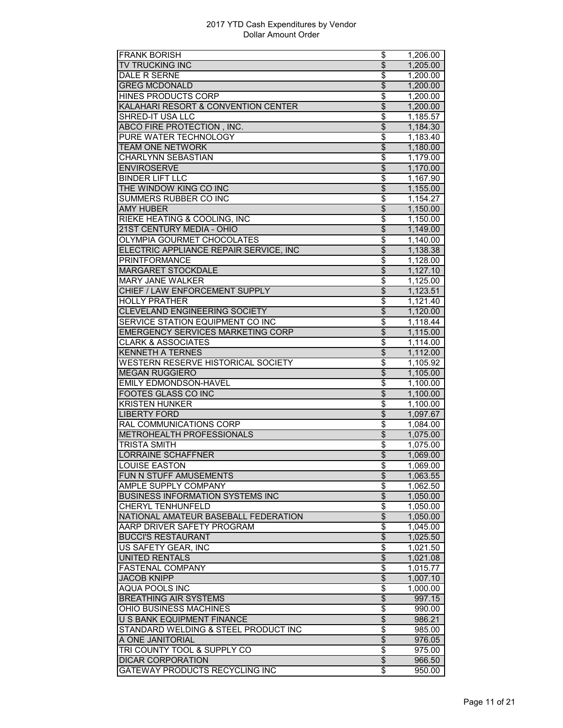# 2017 YTD Cash Expenditures by Vendor
## Dollar Amount Order

| Vendor | | Amount |
|---|---|---|
| FRANK BORISH | $ | 1,206.00 |
| TV TRUCKING INC | $ | 1,205.00 |
| DALE R SERNE | $ | 1,200.00 |
| GREG MCDONALD | $ | 1,200.00 |
| HINES PRODUCTS CORP | $ | 1,200.00 |
| KALAHARI RESORT & CONVENTION CENTER | $ | 1,200.00 |
| SHRED-IT USA LLC | $ | 1,185.57 |
| ABCO FIRE PROTECTION , INC. | $ | 1,184.30 |
| PURE WATER TECHNOLOGY | $ | 1,183.40 |
| TEAM ONE NETWORK | $ | 1,180.00 |
| CHARLYNN SEBASTIAN | $ | 1,179.00 |
| ENVIROSERVE | $ | 1,170.00 |
| BINDER LIFT LLC | $ | 1,167.90 |
| THE WINDOW KING CO INC | $ | 1,155.00 |
| SUMMERS RUBBER CO INC | $ | 1,154.27 |
| AMY HUBER | $ | 1,150.00 |
| RIEKE HEATING & COOLING, INC | $ | 1,150.00 |
| 21ST CENTURY MEDIA - OHIO | $ | 1,149.00 |
| OLYMPIA GOURMET CHOCOLATES | $ | 1,140.00 |
| ELECTRIC APPLIANCE REPAIR SERVICE, INC | $ | 1,138.38 |
| PRINTFORMANCE | $ | 1,128.00 |
| MARGARET STOCKDALE | $ | 1,127.10 |
| MARY JANE WALKER | $ | 1,125.00 |
| CHIEF / LAW ENFORCEMENT SUPPLY | $ | 1,123.51 |
| HOLLY PRATHER | $ | 1,121.40 |
| CLEVELAND ENGINEERING SOCIETY | $ | 1,120.00 |
| SERVICE STATION EQUIPMENT CO INC | $ | 1,118.44 |
| EMERGENCY SERVICES MARKETING CORP | $ | 1,115.00 |
| CLARK & ASSOCIATES | $ | 1,114.00 |
| KENNETH A TERNES | $ | 1,112.00 |
| WESTERN RESERVE HISTORICAL SOCIETY | $ | 1,105.92 |
| MEGAN RUGGIERO | $ | 1,105.00 |
| EMILY EDMONDSON-HAVEL | $ | 1,100.00 |
| FOOTES GLASS CO INC | $ | 1,100.00 |
| KRISTEN HUNKER | $ | 1,100.00 |
| LIBERTY FORD | $ | 1,097.67 |
| RAL COMMUNICATIONS CORP | $ | 1,084.00 |
| METROHEALTH PROFESSIONALS | $ | 1,075.00 |
| TRISTA SMITH | $ | 1,075.00 |
| LORRAINE SCHAFFNER | $ | 1,069.00 |
| LOUISE EASTON | $ | 1,069.00 |
| FUN N STUFF AMUSEMENTS | $ | 1,063.55 |
| AMPLE SUPPLY COMPANY | $ | 1,062.50 |
| BUSINESS INFORMATION SYSTEMS INC | $ | 1,050.00 |
| CHERYL TENHUNFELD | $ | 1,050.00 |
| NATIONAL AMATEUR BASEBALL FEDERATION | $ | 1,050.00 |
| AARP DRIVER SAFETY PROGRAM | $ | 1,045.00 |
| BUCCI'S RESTAURANT | $ | 1,025.50 |
| US SAFETY GEAR, INC | $ | 1,021.50 |
| UNITED RENTALS | $ | 1,021.08 |
| FASTENAL COMPANY | $ | 1,015.77 |
| JACOB KNIPP | $ | 1,007.10 |
| AQUA POOLS INC | $ | 1,000.00 |
| BREATHING AIR SYSTEMS | $ | 997.15 |
| OHIO BUSINESS MACHINES | $ | 990.00 |
| U S BANK EQUIPMENT FINANCE | $ | 986.21 |
| STANDARD WELDING & STEEL PRODUCT INC | $ | 985.00 |
| A ONE JANITORIAL | $ | 976.05 |
| TRI COUNTY TOOL & SUPPLY CO | $ | 975.00 |
| DICAR CORPORATION | $ | 966.50 |
| GATEWAY PRODUCTS RECYCLING INC | $ | 950.00 |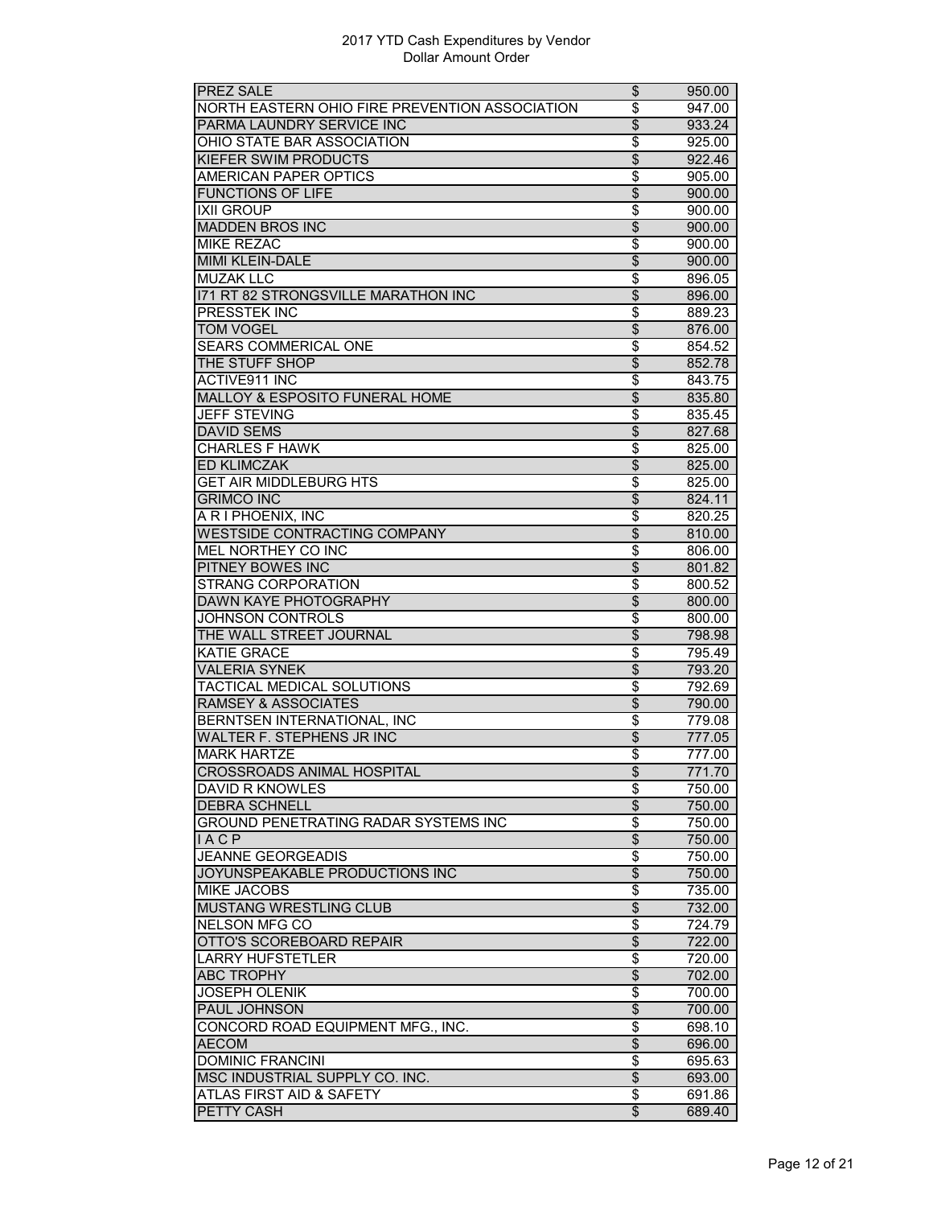| | | |
|---|---|---|
| PREZ SALE | $ | 950.00 |
| NORTH EASTERN OHIO FIRE PREVENTION ASSOCIATION | $ | 947.00 |
| PARMA LAUNDRY SERVICE INC | $ | 933.24 |
| OHIO STATE BAR ASSOCIATION | $ | 925.00 |
| KIEFER SWIM PRODUCTS | $ | 922.46 |
| AMERICAN PAPER OPTICS | $ | 905.00 |
| FUNCTIONS OF LIFE | $ | 900.00 |
| IXII GROUP | $ | 900.00 |
| MADDEN BROS INC | $ | 900.00 |
| MIKE REZAC | $ | 900.00 |
| MIMI KLEIN-DALE | $ | 900.00 |
| MUZAK LLC | $ | 896.05 |
| I71 RT 82 STRONGSVILLE MARATHON INC | $ | 896.00 |
| PRESSTEK INC | $ | 889.23 |
| TOM VOGEL | $ | 876.00 |
| SEARS COMMERICAL ONE | $ | 854.52 |
| THE STUFF SHOP | $ | 852.78 |
| ACTIVE911 INC | $ | 843.75 |
| MALLOY & ESPOSITO FUNERAL HOME | $ | 835.80 |
| JEFF STEVING | $ | 835.45 |
| DAVID SEMS | $ | 827.68 |
| CHARLES F HAWK | $ | 825.00 |
| ED KLIMCZAK | $ | 825.00 |
| GET AIR MIDDLEBURG HTS | $ | 825.00 |
| GRIMCO INC | $ | 824.11 |
| A R I PHOENIX, INC | $ | 820.25 |
| WESTSIDE CONTRACTING COMPANY | $ | 810.00 |
| MEL NORTHEY CO INC | $ | 806.00 |
| PITNEY BOWES INC | $ | 801.82 |
| STRANG CORPORATION | $ | 800.52 |
| DAWN KAYE PHOTOGRAPHY | $ | 800.00 |
| JOHNSON CONTROLS | $ | 800.00 |
| THE WALL STREET JOURNAL | $ | 798.98 |
| KATIE GRACE | $ | 795.49 |
| VALERIA SYNEK | $ | 793.20 |
| TACTICAL MEDICAL SOLUTIONS | $ | 792.69 |
| RAMSEY & ASSOCIATES | $ | 790.00 |
| BERNTSEN INTERNATIONAL, INC | $ | 779.08 |
| WALTER F. STEPHENS JR INC | $ | 777.05 |
| MARK HARTZE | $ | 777.00 |
| CROSSROADS ANIMAL HOSPITAL | $ | 771.70 |
| DAVID R KNOWLES | $ | 750.00 |
| DEBRA SCHNELL | $ | 750.00 |
| GROUND PENETRATING RADAR SYSTEMS INC | $ | 750.00 |
| I A C P | $ | 750.00 |
| JEANNE GEORGEADIS | $ | 750.00 |
| JOYUNSPEAKABLE PRODUCTIONS INC | $ | 750.00 |
| MIKE JACOBS | $ | 735.00 |
| MUSTANG WRESTLING CLUB | $ | 732.00 |
| NELSON MFG CO | $ | 724.79 |
| OTTO'S SCOREBOARD REPAIR | $ | 722.00 |
| LARRY HUFSTETLER | $ | 720.00 |
| ABC TROPHY | $ | 702.00 |
| JOSEPH OLENIK | $ | 700.00 |
| PAUL JOHNSON | $ | 700.00 |
| CONCORD ROAD EQUIPMENT MFG., INC. | $ | 698.10 |
| AECOM | $ | 696.00 |
| DOMINIC FRANCINI | $ | 695.63 |
| MSC INDUSTRIAL SUPPLY CO. INC. | $ | 693.00 |
| ATLAS FIRST AID & SAFETY | $ | 691.86 |
| PETTY CASH | $ | 689.40 |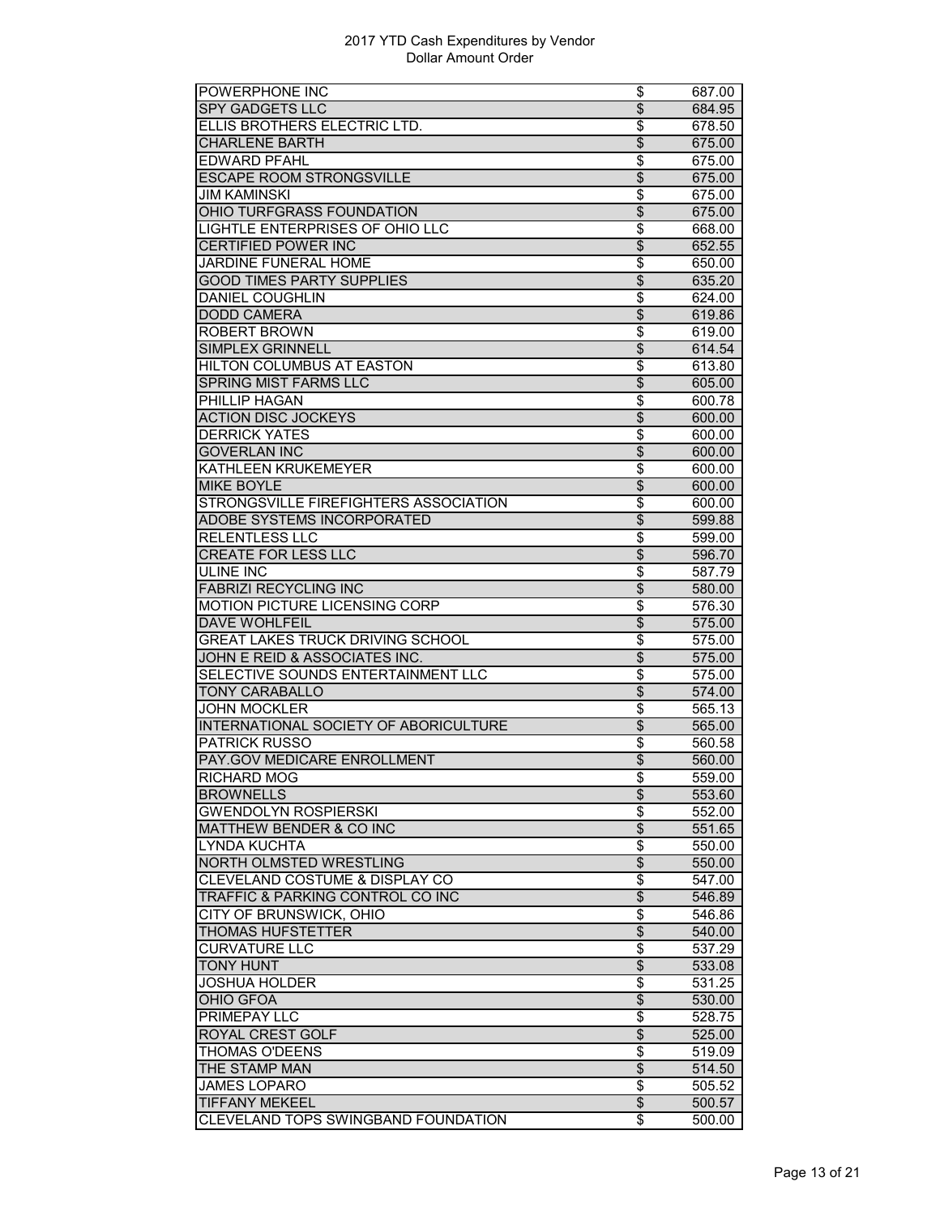| Vendor | | Amount |
|---|---|---|
| POWERPHONE INC | $ | 687.00 |
| SPY GADGETS LLC | $ | 684.95 |
| ELLIS BROTHERS ELECTRIC LTD. | $ | 678.50 |
| CHARLENE BARTH | $ | 675.00 |
| EDWARD PFAHL | $ | 675.00 |
| ESCAPE ROOM STRONGSVILLE | $ | 675.00 |
| JIM KAMINSKI | $ | 675.00 |
| OHIO TURFGRASS FOUNDATION | $ | 675.00 |
| LIGHTLE ENTERPRISES OF OHIO LLC | $ | 668.00 |
| CERTIFIED POWER INC | $ | 652.55 |
| JARDINE FUNERAL HOME | $ | 650.00 |
| GOOD TIMES PARTY SUPPLIES | $ | 635.20 |
| DANIEL COUGHLIN | $ | 624.00 |
| DODD CAMERA | $ | 619.86 |
| ROBERT BROWN | $ | 619.00 |
| SIMPLEX GRINNELL | $ | 614.54 |
| HILTON COLUMBUS AT EASTON | $ | 613.80 |
| SPRING MIST FARMS LLC | $ | 605.00 |
| PHILLIP HAGAN | $ | 600.78 |
| ACTION DISC JOCKEYS | $ | 600.00 |
| DERRICK YATES | $ | 600.00 |
| GOVERLAN INC | $ | 600.00 |
| KATHLEEN KRUKEMEYER | $ | 600.00 |
| MIKE BOYLE | $ | 600.00 |
| STRONGSVILLE FIREFIGHTERS ASSOCIATION | $ | 600.00 |
| ADOBE SYSTEMS INCORPORATED | $ | 599.88 |
| RELENTLESS LLC | $ | 599.00 |
| CREATE FOR LESS LLC | $ | 596.70 |
| ULINE INC | $ | 587.79 |
| FABRIZI RECYCLING INC | $ | 580.00 |
| MOTION PICTURE LICENSING CORP | $ | 576.30 |
| DAVE WOHLFEIL | $ | 575.00 |
| GREAT LAKES TRUCK DRIVING SCHOOL | $ | 575.00 |
| JOHN E REID & ASSOCIATES INC. | $ | 575.00 |
| SELECTIVE SOUNDS ENTERTAINMENT LLC | $ | 575.00 |
| TONY CARABALLO | $ | 574.00 |
| JOHN MOCKLER | $ | 565.13 |
| INTERNATIONAL SOCIETY OF ABORICULTURE | $ | 565.00 |
| PATRICK RUSSO | $ | 560.58 |
| PAY.GOV MEDICARE ENROLLMENT | $ | 560.00 |
| RICHARD MOG | $ | 559.00 |
| BROWNELLS | $ | 553.60 |
| GWENDOLYN ROSPIERSKI | $ | 552.00 |
| MATTHEW BENDER & CO INC | $ | 551.65 |
| LYNDA KUCHTA | $ | 550.00 |
| NORTH OLMSTED WRESTLING | $ | 550.00 |
| CLEVELAND COSTUME & DISPLAY CO | $ | 547.00 |
| TRAFFIC & PARKING CONTROL CO INC | $ | 546.89 |
| CITY OF BRUNSWICK, OHIO | $ | 546.86 |
| THOMAS HUFSTETTER | $ | 540.00 |
| CURVATURE LLC | $ | 537.29 |
| TONY HUNT | $ | 533.08 |
| JOSHUA HOLDER | $ | 531.25 |
| OHIO GFOA | $ | 530.00 |
| PRIMEPAY LLC | $ | 528.75 |
| ROYAL CREST GOLF | $ | 525.00 |
| THOMAS O'DEENS | $ | 519.09 |
| THE STAMP MAN | $ | 514.50 |
| JAMES LOPARO | $ | 505.52 |
| TIFFANY MEKEEL | $ | 500.57 |
| CLEVELAND TOPS SWINGBAND FOUNDATION | $ | 500.00 |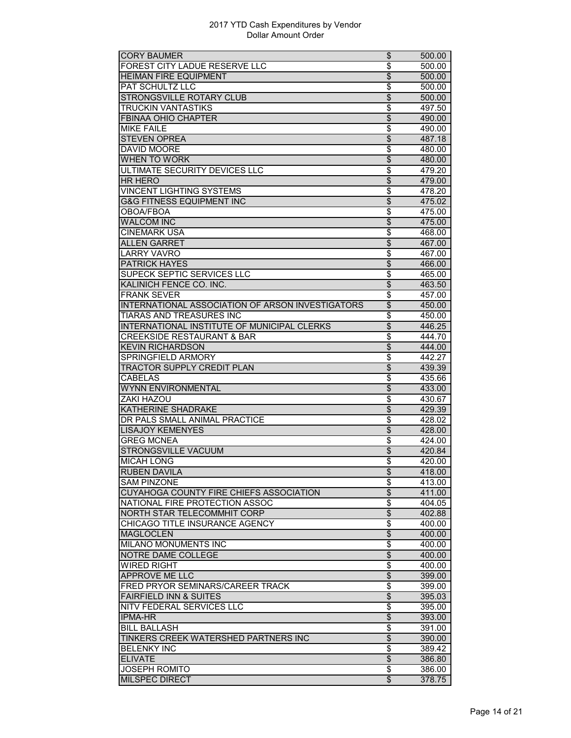| | | |
|---|---|---|
| CORY BAUMER | $ | 500.00 |
| FOREST CITY LADUE RESERVE LLC | $ | 500.00 |
| HEIMAN FIRE EQUIPMENT | $ | 500.00 |
| PAT SCHULTZ LLC | $ | 500.00 |
| STRONGSVILLE ROTARY CLUB | $ | 500.00 |
| TRUCKIN VANTASTIKS | $ | 497.50 |
| FBINAA OHIO CHAPTER | $ | 490.00 |
| MIKE FAILE | $ | 490.00 |
| STEVEN OPREA | $ | 487.18 |
| DAVID MOORE | $ | 480.00 |
| WHEN TO WORK | $ | 480.00 |
| ULTIMATE SECURITY DEVICES LLC | $ | 479.20 |
| HR HERO | $ | 479.00 |
| VINCENT LIGHTING SYSTEMS | $ | 478.20 |
| G&G FITNESS EQUIPMENT INC | $ | 475.02 |
| OBOA/FBOA | $ | 475.00 |
| WALCOM INC | $ | 475.00 |
| CINEMARK USA | $ | 468.00 |
| ALLEN GARRET | $ | 467.00 |
| LARRY VAVRO | $ | 467.00 |
| PATRICK HAYES | $ | 466.00 |
| SUPECK SEPTIC SERVICES LLC | $ | 465.00 |
| KALINICH FENCE CO. INC. | $ | 463.50 |
| FRANK SEVER | $ | 457.00 |
| INTERNATIONAL ASSOCIATION OF ARSON INVESTIGATORS | $ | 450.00 |
| TIARAS AND TREASURES INC | $ | 450.00 |
| INTERNATIONAL INSTITUTE OF MUNICIPAL CLERKS | $ | 446.25 |
| CREEKSIDE RESTAURANT & BAR | $ | 444.70 |
| KEVIN RICHARDSON | $ | 444.00 |
| SPRINGFIELD ARMORY | $ | 442.27 |
| TRACTOR SUPPLY CREDIT PLAN | $ | 439.39 |
| CABELAS | $ | 435.66 |
| WYNN ENVIRONMENTAL | $ | 433.00 |
| ZAKI HAZOU | $ | 430.67 |
| KATHERINE SHADRAKE | $ | 429.39 |
| DR PALS SMALL ANIMAL PRACTICE | $ | 428.02 |
| LISAJOY KEMENYES | $ | 428.00 |
| GREG MCNEA | $ | 424.00 |
| STRONGSVILLE VACUUM | $ | 420.84 |
| MICAH LONG | $ | 420.00 |
| RUBEN DAVILA | $ | 418.00 |
| SAM PINZONE | $ | 413.00 |
| CUYAHOGA COUNTY FIRE CHIEFS ASSOCIATION | $ | 411.00 |
| NATIONAL FIRE PROTECTION ASSOC | $ | 404.05 |
| NORTH STAR TELECOMMHIT CORP | $ | 402.88 |
| CHICAGO TITLE INSURANCE AGENCY | $ | 400.00 |
| MAGLOCLEN | $ | 400.00 |
| MILANO MONUMENTS INC | $ | 400.00 |
| NOTRE DAME COLLEGE | $ | 400.00 |
| WIRED RIGHT | $ | 400.00 |
| APPROVE ME LLC | $ | 399.00 |
| FRED PRYOR SEMINARS/CAREER TRACK | $ | 399.00 |
| FAIRFIELD INN & SUITES | $ | 395.03 |
| NITV FEDERAL SERVICES LLC | $ | 395.00 |
| IPMA-HR | $ | 393.00 |
| BILL BALLASH | $ | 391.00 |
| TINKERS CREEK WATERSHED PARTNERS INC | $ | 390.00 |
| BELENKY INC | $ | 389.42 |
| ELIVATE | $ | 386.80 |
| JOSEPH ROMITO | $ | 386.00 |
| MILSPEC DIRECT | $ | 378.75 |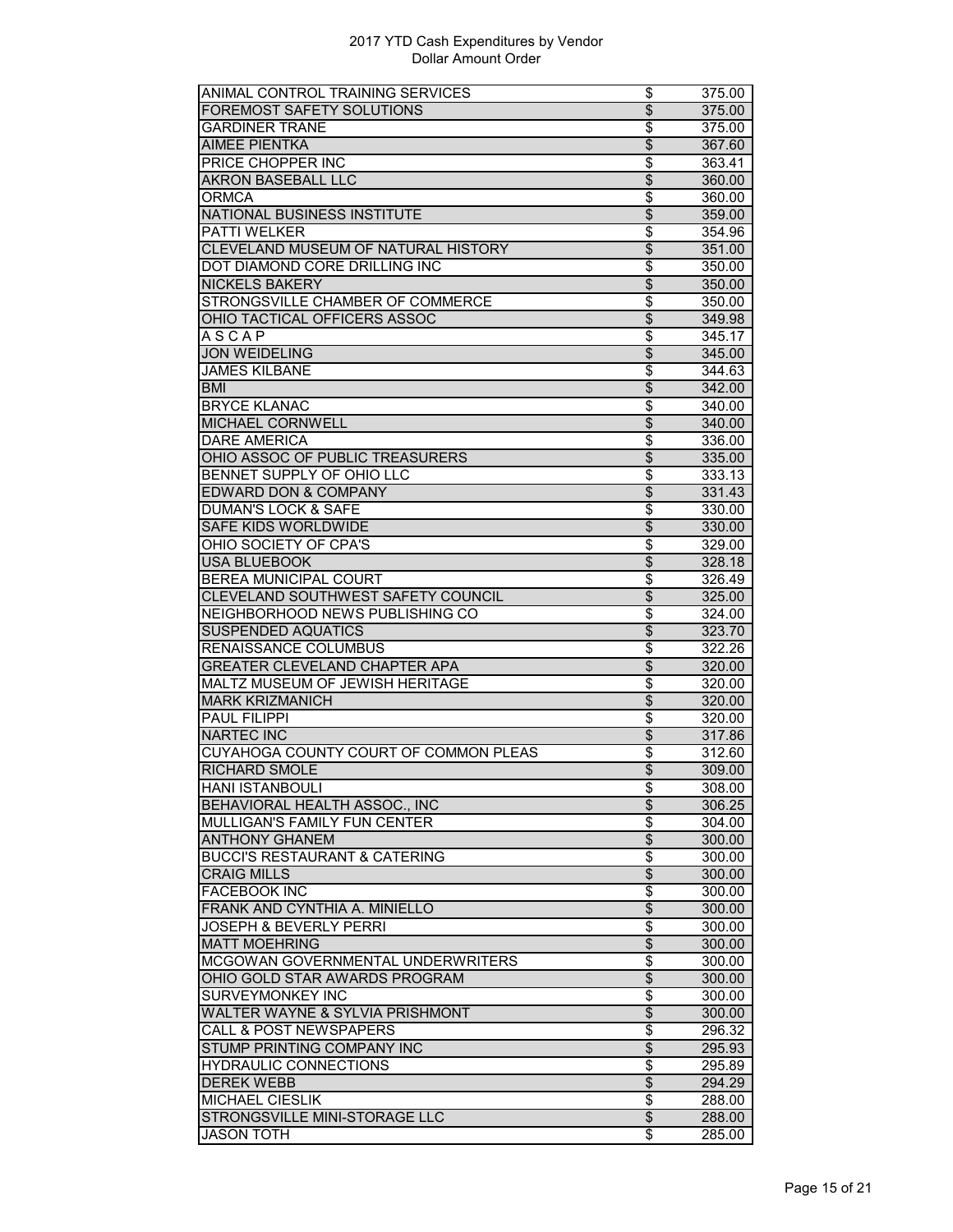2017 YTD Cash Expenditures by Vendor
Dollar Amount Order

| | | |
|---|---|---|
| ANIMAL CONTROL TRAINING SERVICES | $ | 375.00 |
| FOREMOST SAFETY SOLUTIONS | $ | 375.00 |
| GARDINER TRANE | $ | 375.00 |
| AIMEE PIENTKA | $ | 367.60 |
| PRICE CHOPPER INC | $ | 363.41 |
| AKRON BASEBALL LLC | $ | 360.00 |
| ORMCA | $ | 360.00 |
| NATIONAL BUSINESS INSTITUTE | $ | 359.00 |
| PATTI WELKER | $ | 354.96 |
| CLEVELAND MUSEUM OF NATURAL HISTORY | $ | 351.00 |
| DOT DIAMOND CORE DRILLING INC | $ | 350.00 |
| NICKELS BAKERY | $ | 350.00 |
| STRONGSVILLE CHAMBER OF COMMERCE | $ | 350.00 |
| OHIO TACTICAL OFFICERS ASSOC | $ | 349.98 |
| A S C A P | $ | 345.17 |
| JON WEIDELING | $ | 345.00 |
| JAMES KILBANE | $ | 344.63 |
| BMI | $ | 342.00 |
| BRYCE KLANAC | $ | 340.00 |
| MICHAEL CORNWELL | $ | 340.00 |
| DARE AMERICA | $ | 336.00 |
| OHIO ASSOC OF PUBLIC TREASURERS | $ | 335.00 |
| BENNET SUPPLY OF OHIO LLC | $ | 333.13 |
| EDWARD DON & COMPANY | $ | 331.43 |
| DUMAN'S LOCK & SAFE | $ | 330.00 |
| SAFE KIDS WORLDWIDE | $ | 330.00 |
| OHIO SOCIETY OF CPA'S | $ | 329.00 |
| USA BLUEBOOK | $ | 328.18 |
| BEREA MUNICIPAL COURT | $ | 326.49 |
| CLEVELAND SOUTHWEST SAFETY COUNCIL | $ | 325.00 |
| NEIGHBORHOOD NEWS PUBLISHING CO | $ | 324.00 |
| SUSPENDED AQUATICS | $ | 323.70 |
| RENAISSANCE COLUMBUS | $ | 322.26 |
| GREATER CLEVELAND CHAPTER APA | $ | 320.00 |
| MALTZ MUSEUM OF JEWISH HERITAGE | $ | 320.00 |
| MARK KRIZMANICH | $ | 320.00 |
| PAUL FILIPPI | $ | 320.00 |
| NARTEC INC | $ | 317.86 |
| CUYAHOGA COUNTY COURT OF COMMON PLEAS | $ | 312.60 |
| RICHARD SMOLE | $ | 309.00 |
| HANI ISTANBOULI | $ | 308.00 |
| BEHAVIORAL HEALTH ASSOC., INC | $ | 306.25 |
| MULLIGAN'S FAMILY FUN CENTER | $ | 304.00 |
| ANTHONY GHANEM | $ | 300.00 |
| BUCCI'S RESTAURANT & CATERING | $ | 300.00 |
| CRAIG MILLS | $ | 300.00 |
| FACEBOOK INC | $ | 300.00 |
| FRANK AND CYNTHIA A. MINIELLO | $ | 300.00 |
| JOSEPH & BEVERLY PERRI | $ | 300.00 |
| MATT MOEHRING | $ | 300.00 |
| MCGOWAN GOVERNMENTAL UNDERWRITERS | $ | 300.00 |
| OHIO GOLD STAR AWARDS PROGRAM | $ | 300.00 |
| SURVEYMONKEY INC | $ | 300.00 |
| WALTER WAYNE & SYLVIA PRISHMONT | $ | 300.00 |
| CALL & POST NEWSPAPERS | $ | 296.32 |
| STUMP PRINTING COMPANY INC | $ | 295.93 |
| HYDRAULIC CONNECTIONS | $ | 295.89 |
| DEREK WEBB | $ | 294.29 |
| MICHAEL CIESLIK | $ | 288.00 |
| STRONGSVILLE MINI-STORAGE LLC | $ | 288.00 |
| JASON TOTH | $ | 285.00 |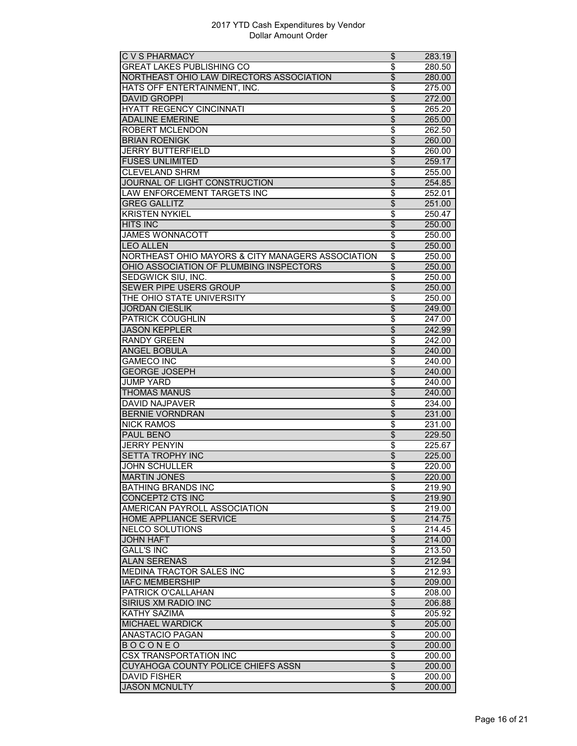2017 YTD Cash Expenditures by Vendor
Dollar Amount Order

| | | |
|---|---|---|
| C V S PHARMACY | $ | 283.19 |
| GREAT LAKES PUBLISHING CO | $ | 280.50 |
| NORTHEAST OHIO LAW DIRECTORS ASSOCIATION | $ | 280.00 |
| HATS OFF ENTERTAINMENT, INC. | $ | 275.00 |
| DAVID GROPPI | $ | 272.00 |
| HYATT REGENCY CINCINNATI | $ | 265.20 |
| ADALINE EMERINE | $ | 265.00 |
| ROBERT MCLENDON | $ | 262.50 |
| BRIAN ROENIGK | $ | 260.00 |
| JERRY BUTTERFIELD | $ | 260.00 |
| FUSES UNLIMITED | $ | 259.17 |
| CLEVELAND SHRM | $ | 255.00 |
| JOURNAL OF LIGHT CONSTRUCTION | $ | 254.85 |
| LAW ENFORCEMENT TARGETS INC | $ | 252.01 |
| GREG GALLITZ | $ | 251.00 |
| KRISTEN NYKIEL | $ | 250.47 |
| HITS INC | $ | 250.00 |
| JAMES WONNACOTT | $ | 250.00 |
| LEO ALLEN | $ | 250.00 |
| NORTHEAST OHIO MAYORS & CITY MANAGERS ASSOCIATION | $ | 250.00 |
| OHIO ASSOCIATION OF PLUMBING INSPECTORS | $ | 250.00 |
| SEDGWICK SIU, INC. | $ | 250.00 |
| SEWER PIPE USERS GROUP | $ | 250.00 |
| THE OHIO STATE UNIVERSITY | $ | 250.00 |
| JORDAN CIESLIK | $ | 249.00 |
| PATRICK COUGHLIN | $ | 247.00 |
| JASON KEPPLER | $ | 242.99 |
| RANDY GREEN | $ | 242.00 |
| ANGEL BOBULA | $ | 240.00 |
| GAMECO INC | $ | 240.00 |
| GEORGE JOSEPH | $ | 240.00 |
| JUMP YARD | $ | 240.00 |
| THOMAS MANUS | $ | 240.00 |
| DAVID NAJPAVER | $ | 234.00 |
| BERNIE VORNDRAN | $ | 231.00 |
| NICK RAMOS | $ | 231.00 |
| PAUL BENO | $ | 229.50 |
| JERRY PENYIN | $ | 225.67 |
| SETTA TROPHY INC | $ | 225.00 |
| JOHN SCHULLER | $ | 220.00 |
| MARTIN JONES | $ | 220.00 |
| BATHING BRANDS INC | $ | 219.90 |
| CONCEPT2 CTS INC | $ | 219.90 |
| AMERICAN PAYROLL ASSOCIATION | $ | 219.00 |
| HOME APPLIANCE SERVICE | $ | 214.75 |
| NELCO SOLUTIONS | $ | 214.45 |
| JOHN HAFT | $ | 214.00 |
| GALL'S INC | $ | 213.50 |
| ALAN SERENAS | $ | 212.94 |
| MEDINA TRACTOR SALES INC | $ | 212.93 |
| IAFC MEMBERSHIP | $ | 209.00 |
| PATRICK O'CALLAHAN | $ | 208.00 |
| SIRIUS XM RADIO INC | $ | 206.88 |
| KATHY SAZIMA | $ | 205.92 |
| MICHAEL WARDICK | $ | 205.00 |
| ANASTACIO PAGAN | $ | 200.00 |
| B O C O N E O | $ | 200.00 |
| CSX TRANSPORTATION INC | $ | 200.00 |
| CUYAHOGA COUNTY POLICE CHIEFS ASSN | $ | 200.00 |
| DAVID FISHER | $ | 200.00 |
| JASON MCNULTY | $ | 200.00 |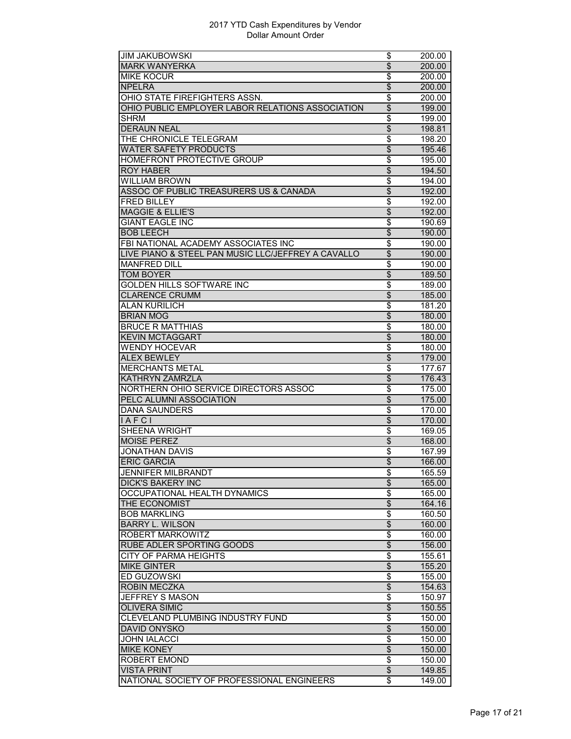2017 YTD Cash Expenditures by Vendor
Dollar Amount Order

| | | |
|---|---|---|
| JIM JAKUBOWSKI | $ | 200.00 |
| MARK WANYERKA | $ | 200.00 |
| MIKE KOCUR | $ | 200.00 |
| NPELRA | $ | 200.00 |
| OHIO STATE FIREFIGHTERS ASSN. | $ | 200.00 |
| OHIO PUBLIC EMPLOYER LABOR RELATIONS ASSOCIATION | $ | 199.00 |
| SHRM | $ | 199.00 |
| DERAUN NEAL | $ | 198.81 |
| THE CHRONICLE TELEGRAM | $ | 198.20 |
| WATER SAFETY PRODUCTS | $ | 195.46 |
| HOMEFRONT PROTECTIVE GROUP | $ | 195.00 |
| ROY HABER | $ | 194.50 |
| WILLIAM BROWN | $ | 194.00 |
| ASSOC OF PUBLIC TREASURERS US & CANADA | $ | 192.00 |
| FRED BILLEY | $ | 192.00 |
| MAGGIE & ELLIE'S | $ | 192.00 |
| GIANT EAGLE INC | $ | 190.69 |
| BOB LEECH | $ | 190.00 |
| FBI NATIONAL ACADEMY ASSOCIATES INC | $ | 190.00 |
| LIVE PIANO & STEEL PAN MUSIC LLC/JEFFREY A CAVALLO | $ | 190.00 |
| MANFRED DILL | $ | 190.00 |
| TOM BOYER | $ | 189.50 |
| GOLDEN HILLS SOFTWARE INC | $ | 189.00 |
| CLARENCE CRUMM | $ | 185.00 |
| ALAN KURILICH | $ | 181.20 |
| BRIAN MOG | $ | 180.00 |
| BRUCE R MATTHIAS | $ | 180.00 |
| KEVIN MCTAGGART | $ | 180.00 |
| WENDY HOCEVAR | $ | 180.00 |
| ALEX BEWLEY | $ | 179.00 |
| MERCHANTS METAL | $ | 177.67 |
| KATHRYN ZAMRZLA | $ | 176.43 |
| NORTHERN OHIO SERVICE DIRECTORS ASSOC | $ | 175.00 |
| PELC ALUMNI ASSOCIATION | $ | 175.00 |
| DANA SAUNDERS | $ | 170.00 |
| I A F C I | $ | 170.00 |
| SHEENA WRIGHT | $ | 169.05 |
| MOISE PEREZ | $ | 168.00 |
| JONATHAN DAVIS | $ | 167.99 |
| ERIC GARCIA | $ | 166.00 |
| JENNIFER MILBRANDT | $ | 165.59 |
| DICK'S BAKERY INC | $ | 165.00 |
| OCCUPATIONAL HEALTH DYNAMICS | $ | 165.00 |
| THE ECONOMIST | $ | 164.16 |
| BOB MARKLING | $ | 160.50 |
| BARRY L. WILSON | $ | 160.00 |
| ROBERT MARKOWITZ | $ | 160.00 |
| RUBE ADLER SPORTING GOODS | $ | 156.00 |
| CITY OF PARMA HEIGHTS | $ | 155.61 |
| MIKE GINTER | $ | 155.20 |
| ED GUZOWSKI | $ | 155.00 |
| ROBIN MECZKA | $ | 154.63 |
| JEFFREY S MASON | $ | 150.97 |
| OLIVERA SIMIC | $ | 150.55 |
| CLEVELAND PLUMBING INDUSTRY FUND | $ | 150.00 |
| DAVID ONYSKO | $ | 150.00 |
| JOHN IALACCI | $ | 150.00 |
| MIKE KONEY | $ | 150.00 |
| ROBERT EMOND | $ | 150.00 |
| VISTA PRINT | $ | 149.85 |
| NATIONAL SOCIETY OF PROFESSIONAL ENGINEERS | $ | 149.00 |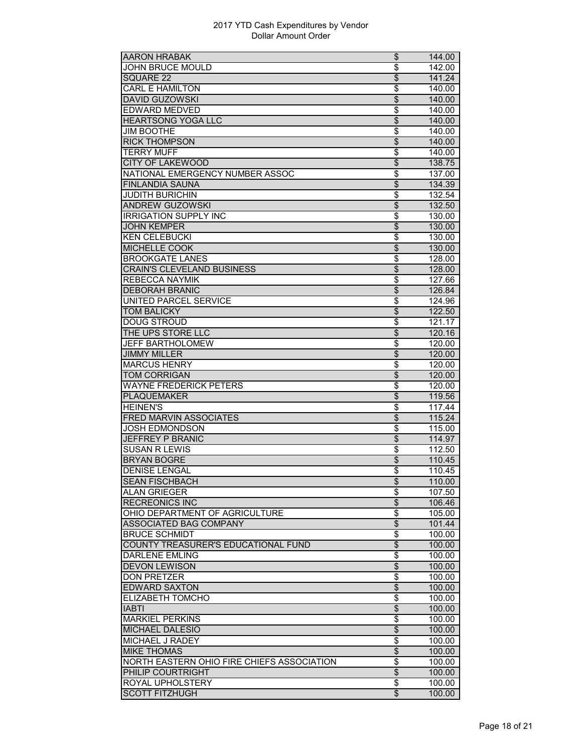| | | |
|---|---|---|
| AARON HRABAK | $ | 144.00 |
| JOHN BRUCE MOULD | $ | 142.00 |
| SQUARE 22 | $ | 141.24 |
| CARL E HAMILTON | $ | 140.00 |
| DAVID GUZOWSKI | $ | 140.00 |
| EDWARD MEDVED | $ | 140.00 |
| HEARTSONG YOGA LLC | $ | 140.00 |
| JIM BOOTHE | $ | 140.00 |
| RICK THOMPSON | $ | 140.00 |
| TERRY MUFF | $ | 140.00 |
| CITY OF LAKEWOOD | $ | 138.75 |
| NATIONAL EMERGENCY NUMBER ASSOC | $ | 137.00 |
| FINLANDIA SAUNA | $ | 134.39 |
| JUDITH BURICHIN | $ | 132.54 |
| ANDREW GUZOWSKI | $ | 132.50 |
| IRRIGATION SUPPLY INC | $ | 130.00 |
| JOHN KEMPER | $ | 130.00 |
| KEN CELEBUCKI | $ | 130.00 |
| MICHELLE COOK | $ | 130.00 |
| BROOKGATE LANES | $ | 128.00 |
| CRAIN'S CLEVELAND BUSINESS | $ | 128.00 |
| REBECCA NAYMIK | $ | 127.66 |
| DEBORAH BRANIC | $ | 126.84 |
| UNITED PARCEL SERVICE | $ | 124.96 |
| TOM BALICKY | $ | 122.50 |
| DOUG STROUD | $ | 121.17 |
| THE UPS STORE LLC | $ | 120.16 |
| JEFF BARTHOLOMEW | $ | 120.00 |
| JIMMY MILLER | $ | 120.00 |
| MARCUS HENRY | $ | 120.00 |
| TOM CORRIGAN | $ | 120.00 |
| WAYNE FREDERICK PETERS | $ | 120.00 |
| PLAQUEMAKER | $ | 119.56 |
| HEINEN'S | $ | 117.44 |
| FRED MARVIN ASSOCIATES | $ | 115.24 |
| JOSH EDMONDSON | $ | 115.00 |
| JEFFREY P BRANIC | $ | 114.97 |
| SUSAN R LEWIS | $ | 112.50 |
| BRYAN BOGRE | $ | 110.45 |
| DENISE LENGAL | $ | 110.45 |
| SEAN FISCHBACH | $ | 110.00 |
| ALAN GRIEGER | $ | 107.50 |
| RECREONICS INC | $ | 106.46 |
| OHIO DEPARTMENT OF AGRICULTURE | $ | 105.00 |
| ASSOCIATED BAG COMPANY | $ | 101.44 |
| BRUCE SCHMIDT | $ | 100.00 |
| COUNTY TREASURER'S EDUCATIONAL FUND | $ | 100.00 |
| DARLENE EMLING | $ | 100.00 |
| DEVON LEWISON | $ | 100.00 |
| DON PRETZER | $ | 100.00 |
| EDWARD SAXTON | $ | 100.00 |
| ELIZABETH TOMCHO | $ | 100.00 |
| IABTI | $ | 100.00 |
| MARKIEL PERKINS | $ | 100.00 |
| MICHAEL DALESIO | $ | 100.00 |
| MICHAEL J RADEY | $ | 100.00 |
| MIKE THOMAS | $ | 100.00 |
| NORTH EASTERN OHIO FIRE CHIEFS ASSOCIATION | $ | 100.00 |
| PHILIP COURTRIGHT | $ | 100.00 |
| ROYAL UPHOLSTERY | $ | 100.00 |
| SCOTT FITZHUGH | $ | 100.00 |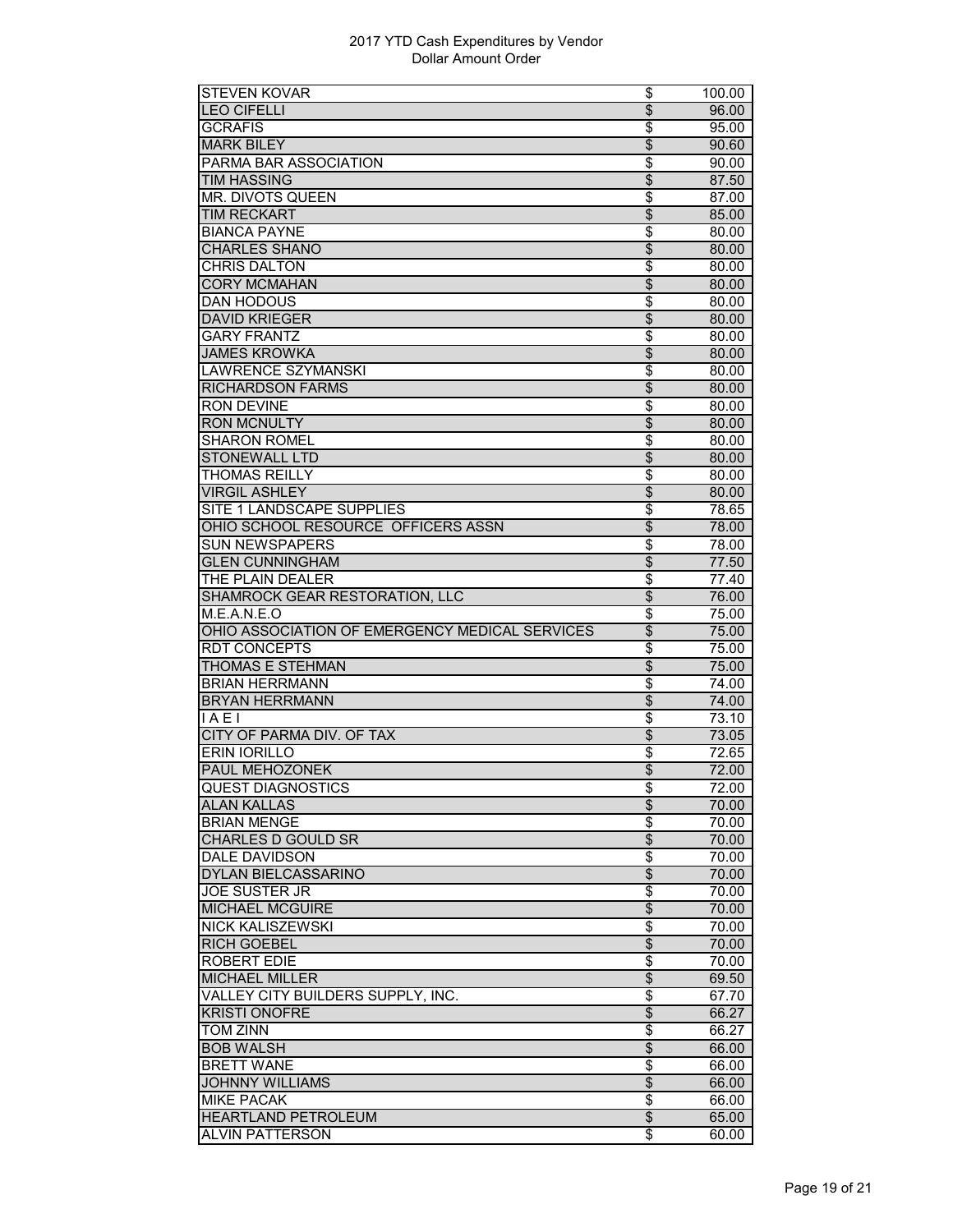| STEVEN KOVAR | $ | 100.00 |
|---|---|---|
| LEO CIFELLI | $ | 96.00 |
| GCRAFIS | $ | 95.00 |
| MARK BILEY | $ | 90.60 |
| PARMA BAR ASSOCIATION | $ | 90.00 |
| TIM HASSING | $ | 87.50 |
| MR. DIVOTS QUEEN | $ | 87.00 |
| TIM RECKART | $ | 85.00 |
| BIANCA PAYNE | $ | 80.00 |
| CHARLES SHANO | $ | 80.00 |
| CHRIS DALTON | $ | 80.00 |
| CORY MCMAHAN | $ | 80.00 |
| DAN HODOUS | $ | 80.00 |
| DAVID KRIEGER | $ | 80.00 |
| GARY FRANTZ | $ | 80.00 |
| JAMES KROWKA | $ | 80.00 |
| LAWRENCE SZYMANSKI | $ | 80.00 |
| RICHARDSON FARMS | $ | 80.00 |
| RON DEVINE | $ | 80.00 |
| RON MCNULTY | $ | 80.00 |
| SHARON ROMEL | $ | 80.00 |
| STONEWALL LTD | $ | 80.00 |
| THOMAS REILLY | $ | 80.00 |
| VIRGIL ASHLEY | $ | 80.00 |
| SITE 1 LANDSCAPE SUPPLIES | $ | 78.65 |
| OHIO SCHOOL RESOURCE OFFICERS ASSN | $ | 78.00 |
| SUN NEWSPAPERS | $ | 78.00 |
| GLEN CUNNINGHAM | $ | 77.50 |
| THE PLAIN DEALER | $ | 77.40 |
| SHAMROCK GEAR RESTORATION, LLC | $ | 76.00 |
| M.E.A.N.E.O | $ | 75.00 |
| OHIO ASSOCIATION OF EMERGENCY MEDICAL SERVICES | $ | 75.00 |
| RDT CONCEPTS | $ | 75.00 |
| THOMAS E STEHMAN | $ | 75.00 |
| BRIAN HERRMANN | $ | 74.00 |
| BRYAN HERRMANN | $ | 74.00 |
| I A E I | $ | 73.10 |
| CITY OF PARMA DIV. OF TAX | $ | 73.05 |
| ERIN IORILLO | $ | 72.65 |
| PAUL MEHOZONEK | $ | 72.00 |
| QUEST DIAGNOSTICS | $ | 72.00 |
| ALAN KALLAS | $ | 70.00 |
| BRIAN MENGE | $ | 70.00 |
| CHARLES D GOULD SR | $ | 70.00 |
| DALE DAVIDSON | $ | 70.00 |
| DYLAN BIELCASSARINO | $ | 70.00 |
| JOE SUSTER JR | $ | 70.00 |
| MICHAEL MCGUIRE | $ | 70.00 |
| NICK KALISZEWSKI | $ | 70.00 |
| RICH GOEBEL | $ | 70.00 |
| ROBERT EDIE | $ | 70.00 |
| MICHAEL MILLER | $ | 69.50 |
| VALLEY CITY BUILDERS SUPPLY, INC. | $ | 67.70 |
| KRISTI ONOFRE | $ | 66.27 |
| TOM ZINN | $ | 66.27 |
| BOB WALSH | $ | 66.00 |
| BRETT WANE | $ | 66.00 |
| JOHNNY WILLIAMS | $ | 66.00 |
| MIKE PACAK | $ | 66.00 |
| HEARTLAND PETROLEUM | $ | 65.00 |
| ALVIN PATTERSON | $ | 60.00 |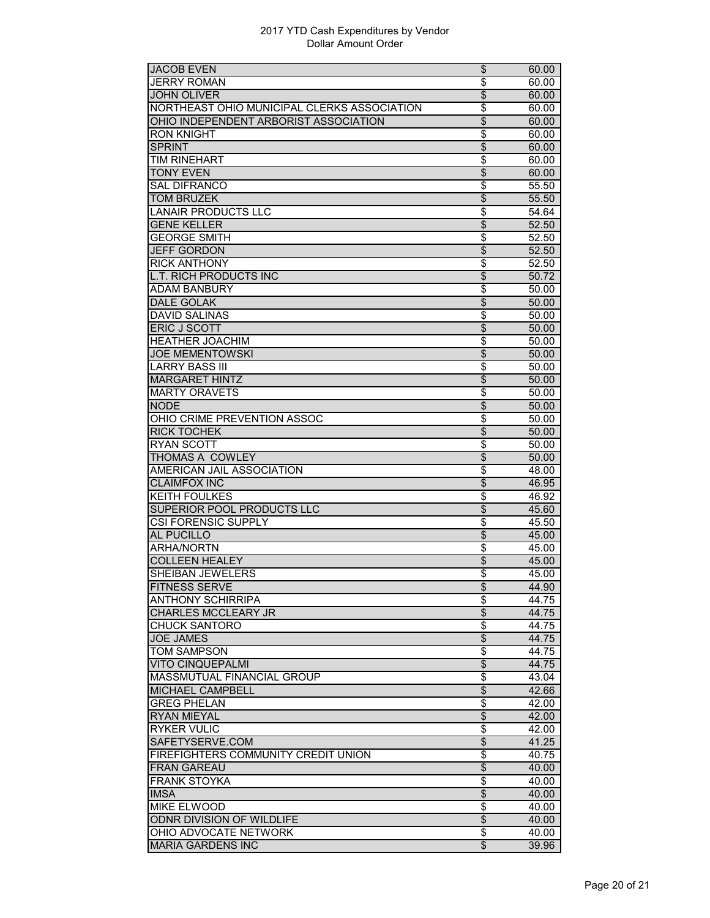2017 YTD Cash Expenditures by Vendor
Dollar Amount Order

| Vendor | | Amount |
|---|---|---|
| JACOB EVEN | $ | 60.00 |
| JERRY ROMAN | $ | 60.00 |
| JOHN OLIVER | $ | 60.00 |
| NORTHEAST OHIO MUNICIPAL CLERKS ASSOCIATION | $ | 60.00 |
| OHIO INDEPENDENT ARBORIST ASSOCIATION | $ | 60.00 |
| RON KNIGHT | $ | 60.00 |
| SPRINT | $ | 60.00 |
| TIM RINEHART | $ | 60.00 |
| TONY EVEN | $ | 60.00 |
| SAL DIFRANCO | $ | 55.50 |
| TOM BRUZEK | $ | 55.50 |
| LANAIR PRODUCTS LLC | $ | 54.64 |
| GENE KELLER | $ | 52.50 |
| GEORGE SMITH | $ | 52.50 |
| JEFF GORDON | $ | 52.50 |
| RICK ANTHONY | $ | 52.50 |
| L.T. RICH PRODUCTS INC | $ | 50.72 |
| ADAM BANBURY | $ | 50.00 |
| DALE GOLAK | $ | 50.00 |
| DAVID SALINAS | $ | 50.00 |
| ERIC J SCOTT | $ | 50.00 |
| HEATHER JOACHIM | $ | 50.00 |
| JOE MEMENTOWSKI | $ | 50.00 |
| LARRY BASS III | $ | 50.00 |
| MARGARET HINTZ | $ | 50.00 |
| MARTY ORAVETS | $ | 50.00 |
| NODE | $ | 50.00 |
| OHIO CRIME PREVENTION ASSOC | $ | 50.00 |
| RICK TOCHEK | $ | 50.00 |
| RYAN SCOTT | $ | 50.00 |
| THOMAS A COWLEY | $ | 50.00 |
| AMERICAN JAIL ASSOCIATION | $ | 48.00 |
| CLAIMFOX INC | $ | 46.95 |
| KEITH FOULKES | $ | 46.92 |
| SUPERIOR POOL PRODUCTS LLC | $ | 45.60 |
| CSI FORENSIC SUPPLY | $ | 45.50 |
| AL PUCILLO | $ | 45.00 |
| ARHA/NORTN | $ | 45.00 |
| COLLEEN HEALEY | $ | 45.00 |
| SHEIBAN JEWELERS | $ | 45.00 |
| FITNESS SERVE | $ | 44.90 |
| ANTHONY SCHIRRIPA | $ | 44.75 |
| CHARLES MCCLEARY JR | $ | 44.75 |
| CHUCK SANTORO | $ | 44.75 |
| JOE JAMES | $ | 44.75 |
| TOM SAMPSON | $ | 44.75 |
| VITO CINQUEPALMI | $ | 44.75 |
| MASSMUTUAL FINANCIAL GROUP | $ | 43.04 |
| MICHAEL CAMPBELL | $ | 42.66 |
| GREG PHELAN | $ | 42.00 |
| RYAN MIEYAL | $ | 42.00 |
| RYKER VULIC | $ | 42.00 |
| SAFETYSERVE.COM | $ | 41.25 |
| FIREFIGHTERS COMMUNITY CREDIT UNION | $ | 40.75 |
| FRAN GAREAU | $ | 40.00 |
| FRANK STOYKA | $ | 40.00 |
| IMSA | $ | 40.00 |
| MIKE ELWOOD | $ | 40.00 |
| ODNR DIVISION OF WILDLIFE | $ | 40.00 |
| OHIO ADVOCATE NETWORK | $ | 40.00 |
| MARIA GARDENS INC | $ | 39.96 |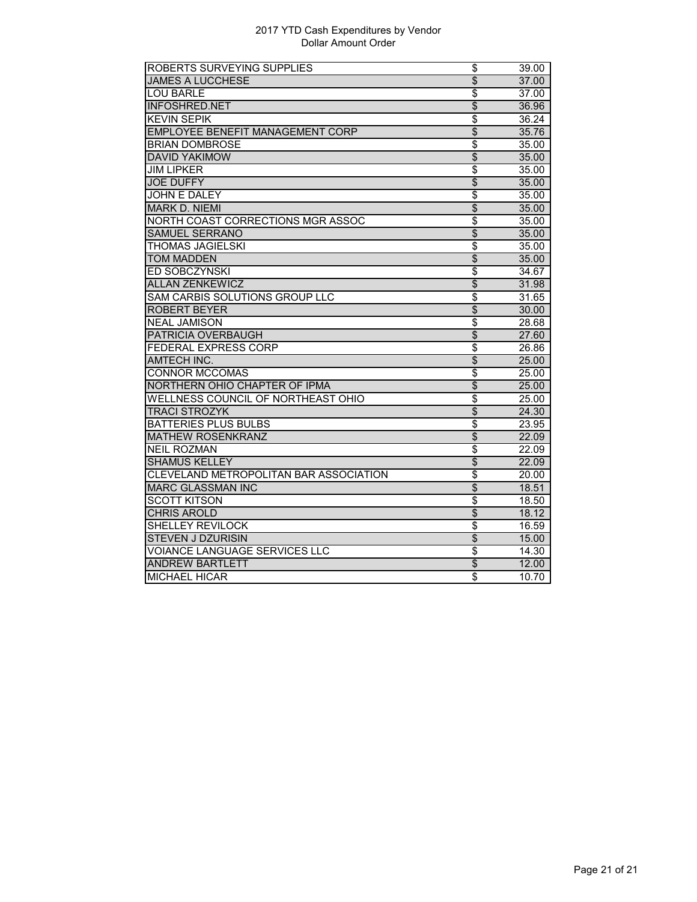2017 YTD Cash Expenditures by Vendor
Dollar Amount Order

| | | |
|---|---|---|
| ROBERTS SURVEYING SUPPLIES | $ | 39.00 |
| JAMES A LUCCHESE | $ | 37.00 |
| LOU BARLE | $ | 37.00 |
| INFOSHRED.NET | $ | 36.96 |
| KEVIN SEPIK | $ | 36.24 |
| EMPLOYEE BENEFIT MANAGEMENT CORP | $ | 35.76 |
| BRIAN DOMBROSE | $ | 35.00 |
| DAVID YAKIMOW | $ | 35.00 |
| JIM LIPKER | $ | 35.00 |
| JOE DUFFY | $ | 35.00 |
| JOHN E DALEY | $ | 35.00 |
| MARK D. NIEMI | $ | 35.00 |
| NORTH COAST CORRECTIONS MGR ASSOC | $ | 35.00 |
| SAMUEL SERRANO | $ | 35.00 |
| THOMAS JAGIELSKI | $ | 35.00 |
| TOM MADDEN | $ | 35.00 |
| ED SOBCZYNSKI | $ | 34.67 |
| ALLAN ZENKEWICZ | $ | 31.98 |
| SAM CARBIS SOLUTIONS GROUP LLC | $ | 31.65 |
| ROBERT BEYER | $ | 30.00 |
| NEAL JAMISON | $ | 28.68 |
| PATRICIA OVERBAUGH | $ | 27.60 |
| FEDERAL EXPRESS CORP | $ | 26.86 |
| AMTECH INC. | $ | 25.00 |
| CONNOR MCCOMAS | $ | 25.00 |
| NORTHERN OHIO CHAPTER OF IPMA | $ | 25.00 |
| WELLNESS COUNCIL OF NORTHEAST OHIO | $ | 25.00 |
| TRACI STROZYK | $ | 24.30 |
| BATTERIES PLUS BULBS | $ | 23.95 |
| MATHEW ROSENKRANZ | $ | 22.09 |
| NEIL ROZMAN | $ | 22.09 |
| SHAMUS KELLEY | $ | 22.09 |
| CLEVELAND METROPOLITAN BAR ASSOCIATION | $ | 20.00 |
| MARC GLASSMAN INC | $ | 18.51 |
| SCOTT KITSON | $ | 18.50 |
| CHRIS AROLD | $ | 18.12 |
| SHELLEY REVILOCK | $ | 16.59 |
| STEVEN J DZURISIN | $ | 15.00 |
| VOIANCE LANGUAGE SERVICES LLC | $ | 14.30 |
| ANDREW BARTLETT | $ | 12.00 |
| MICHAEL HICAR | $ | 10.70 |